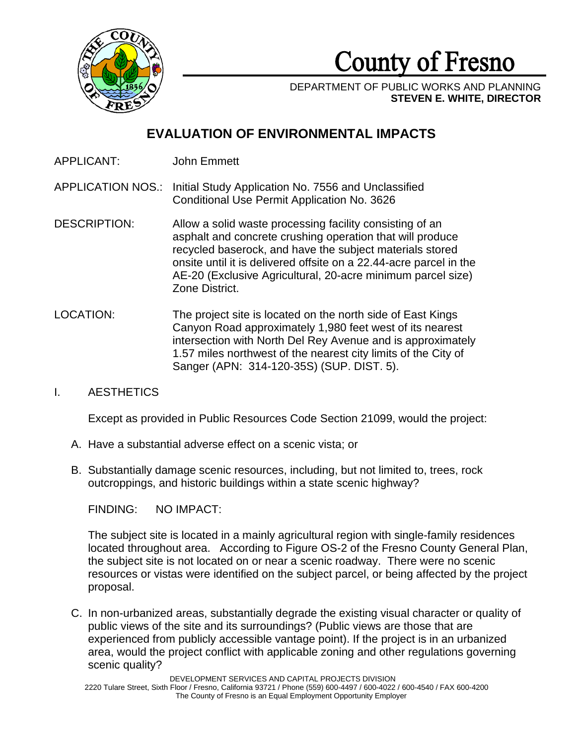# County of Fresno

DEPARTMENT OF PUBLIC WORKS AND PLANNING
**STEVEN E. WHITE, DIRECTOR**

## EVALUATION OF ENVIRONMENTAL IMPACTS

APPLICANT: John Emmett

APPLICATION NOS.: Initial Study Application No. 7556 and Unclassified Conditional Use Permit Application No. 3626

DESCRIPTION: Allow a solid waste processing facility consisting of an asphalt and concrete crushing operation that will produce recycled baserock, and have the subject materials stored onsite until it is delivered offsite on a 22.44-acre parcel in the AE-20 (Exclusive Agricultural, 20-acre minimum parcel size) Zone District.

LOCATION: The project site is located on the north side of East Kings Canyon Road approximately 1,980 feet west of its nearest intersection with North Del Rey Avenue and is approximately 1.57 miles northwest of the nearest city limits of the City of Sanger (APN: 314-120-35S) (SUP. DIST. 5).

I. AESTHETICS

Except as provided in Public Resources Code Section 21099, would the project:

A. Have a substantial adverse effect on a scenic vista; or

B. Substantially damage scenic resources, including, but not limited to, trees, rock outcroppings, and historic buildings within a state scenic highway?

FINDING: NO IMPACT:

The subject site is located in a mainly agricultural region with single-family residences located throughout area. According to Figure OS-2 of the Fresno County General Plan, the subject site is not located on or near a scenic roadway. There were no scenic resources or vistas were identified on the subject parcel, or being affected by the project proposal.

C. In non-urbanized areas, substantially degrade the existing visual character or quality of public views of the site and its surroundings? (Public views are those that are experienced from publicly accessible vantage point). If the project is in an urbanized area, would the project conflict with applicable zoning and other regulations governing scenic quality?

DEVELOPMENT SERVICES AND CAPITAL PROJECTS DIVISION
2220 Tulare Street, Sixth Floor / Fresno, California 93721 / Phone (559) 600-4497 / 600-4022 / 600-4540 / FAX 600-4200
The County of Fresno is an Equal Employment Opportunity Employer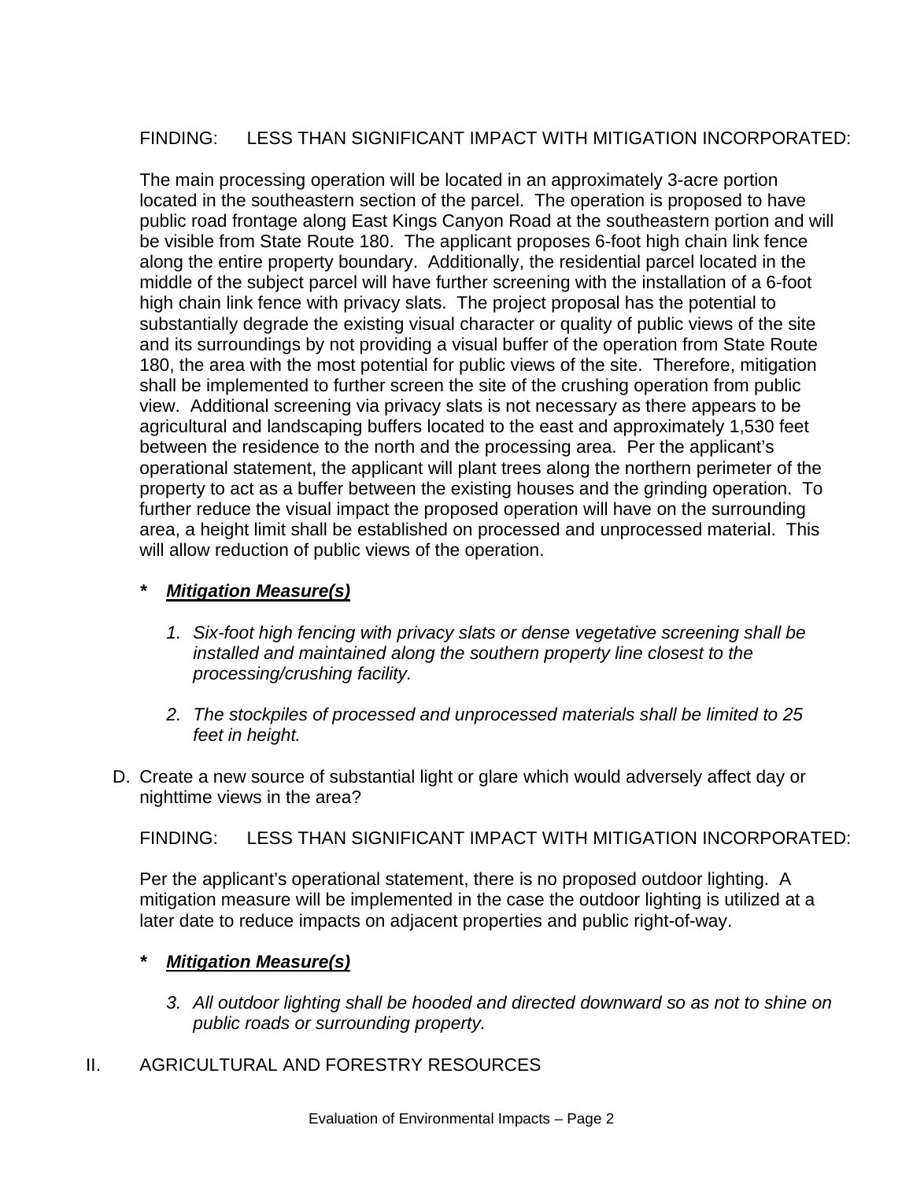FINDING: LESS THAN SIGNIFICANT IMPACT WITH MITIGATION INCORPORATED:

The main processing operation will be located in an approximately 3-acre portion located in the southeastern section of the parcel. The operation is proposed to have public road frontage along East Kings Canyon Road at the southeastern portion and will be visible from State Route 180. The applicant proposes 6-foot high chain link fence along the entire property boundary. Additionally, the residential parcel located in the middle of the subject parcel will have further screening with the installation of a 6-foot high chain link fence with privacy slats. The project proposal has the potential to substantially degrade the existing visual character or quality of public views of the site and its surroundings by not providing a visual buffer of the operation from State Route 180, the area with the most potential for public views of the site. Therefore, mitigation shall be implemented to further screen the site of the crushing operation from public view. Additional screening via privacy slats is not necessary as there appears to be agricultural and landscaping buffers located to the east and approximately 1,530 feet between the residence to the north and the processing area. Per the applicant's operational statement, the applicant will plant trees along the northern perimeter of the property to act as a buffer between the existing houses and the grinding operation. To further reduce the visual impact the proposed operation will have on the surrounding area, a height limit shall be established on processed and unprocessed material. This will allow reduction of public views of the operation.

**\*** ***Mitigation Measure(s)***

1. *Six-foot high fencing with privacy slats or dense vegetative screening shall be installed and maintained along the southern property line closest to the processing/crushing facility.*

2. *The stockpiles of processed and unprocessed materials shall be limited to 25 feet in height.*

D. Create a new source of substantial light or glare which would adversely affect day or nighttime views in the area?

FINDING: LESS THAN SIGNIFICANT IMPACT WITH MITIGATION INCORPORATED:

Per the applicant's operational statement, there is no proposed outdoor lighting. A mitigation measure will be implemented in the case the outdoor lighting is utilized at a later date to reduce impacts on adjacent properties and public right-of-way.

**\*** ***Mitigation Measure(s)***

3. *All outdoor lighting shall be hooded and directed downward so as not to shine on public roads or surrounding property.*

## II. AGRICULTURAL AND FORESTRY RESOURCES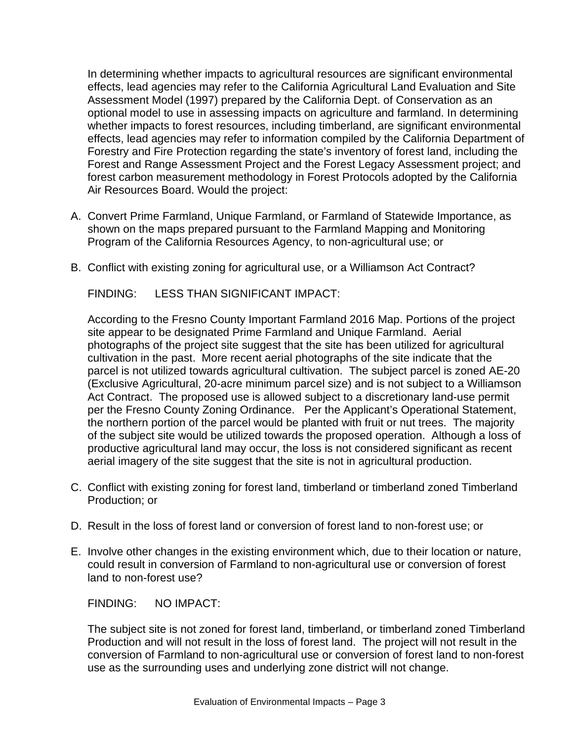In determining whether impacts to agricultural resources are significant environmental effects, lead agencies may refer to the California Agricultural Land Evaluation and Site Assessment Model (1997) prepared by the California Dept. of Conservation as an optional model to use in assessing impacts on agriculture and farmland. In determining whether impacts to forest resources, including timberland, are significant environmental effects, lead agencies may refer to information compiled by the California Department of Forestry and Fire Protection regarding the state's inventory of forest land, including the Forest and Range Assessment Project and the Forest Legacy Assessment project; and forest carbon measurement methodology in Forest Protocols adopted by the California Air Resources Board. Would the project:

A. Convert Prime Farmland, Unique Farmland, or Farmland of Statewide Importance, as shown on the maps prepared pursuant to the Farmland Mapping and Monitoring Program of the California Resources Agency, to non-agricultural use; or

B. Conflict with existing zoning for agricultural use, or a Williamson Act Contract?

FINDING: LESS THAN SIGNIFICANT IMPACT:

According to the Fresno County Important Farmland 2016 Map. Portions of the project site appear to be designated Prime Farmland and Unique Farmland. Aerial photographs of the project site suggest that the site has been utilized for agricultural cultivation in the past. More recent aerial photographs of the site indicate that the parcel is not utilized towards agricultural cultivation. The subject parcel is zoned AE-20 (Exclusive Agricultural, 20-acre minimum parcel size) and is not subject to a Williamson Act Contract. The proposed use is allowed subject to a discretionary land-use permit per the Fresno County Zoning Ordinance. Per the Applicant's Operational Statement, the northern portion of the parcel would be planted with fruit or nut trees. The majority of the subject site would be utilized towards the proposed operation. Although a loss of productive agricultural land may occur, the loss is not considered significant as recent aerial imagery of the site suggest that the site is not in agricultural production.

C. Conflict with existing zoning for forest land, timberland or timberland zoned Timberland Production; or

D. Result in the loss of forest land or conversion of forest land to non-forest use; or

E. Involve other changes in the existing environment which, due to their location or nature, could result in conversion of Farmland to non-agricultural use or conversion of forest land to non-forest use?

FINDING: NO IMPACT:

The subject site is not zoned for forest land, timberland, or timberland zoned Timberland Production and will not result in the loss of forest land. The project will not result in the conversion of Farmland to non-agricultural use or conversion of forest land to non-forest use as the surrounding uses and underlying zone district will not change.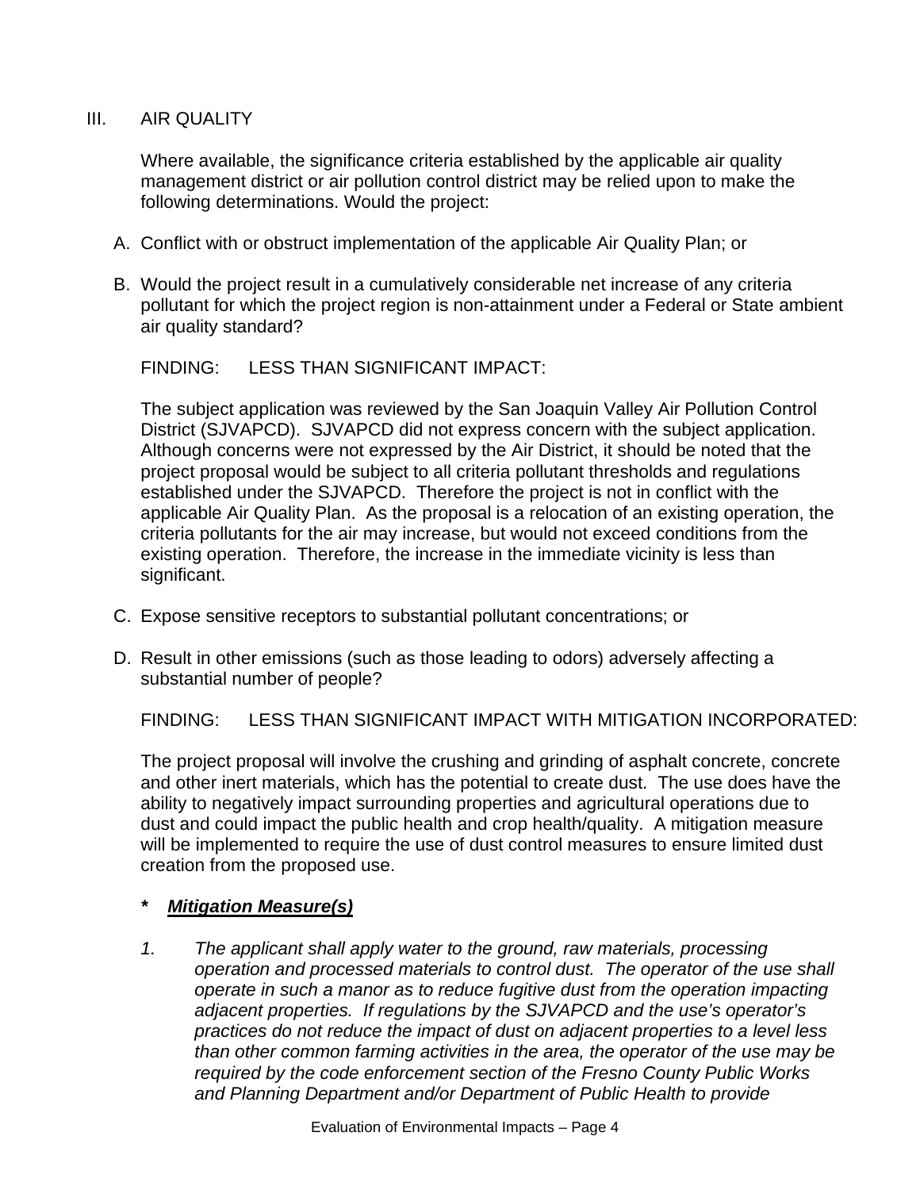III. AIR QUALITY

Where available, the significance criteria established by the applicable air quality management district or air pollution control district may be relied upon to make the following determinations. Would the project:

A. Conflict with or obstruct implementation of the applicable Air Quality Plan; or

B. Would the project result in a cumulatively considerable net increase of any criteria pollutant for which the project region is non-attainment under a Federal or State ambient air quality standard?

FINDING: LESS THAN SIGNIFICANT IMPACT:

The subject application was reviewed by the San Joaquin Valley Air Pollution Control District (SJVAPCD). SJVAPCD did not express concern with the subject application. Although concerns were not expressed by the Air District, it should be noted that the project proposal would be subject to all criteria pollutant thresholds and regulations established under the SJVAPCD. Therefore the project is not in conflict with the applicable Air Quality Plan. As the proposal is a relocation of an existing operation, the criteria pollutants for the air may increase, but would not exceed conditions from the existing operation. Therefore, the increase in the immediate vicinity is less than significant.

C. Expose sensitive receptors to substantial pollutant concentrations; or

D. Result in other emissions (such as those leading to odors) adversely affecting a substantial number of people?

FINDING: LESS THAN SIGNIFICANT IMPACT WITH MITIGATION INCORPORATED:

The project proposal will involve the crushing and grinding of asphalt concrete, concrete and other inert materials, which has the potential to create dust. The use does have the ability to negatively impact surrounding properties and agricultural operations due to dust and could impact the public health and crop health/quality. A mitigation measure will be implemented to require the use of dust control measures to ensure limited dust creation from the proposed use.

**\*** ***Mitigation Measure(s)***

1. *The applicant shall apply water to the ground, raw materials, processing operation and processed materials to control dust. The operator of the use shall operate in such a manor as to reduce fugitive dust from the operation impacting adjacent properties. If regulations by the SJVAPCD and the use's operator's practices do not reduce the impact of dust on adjacent properties to a level less than other common farming activities in the area, the operator of the use may be required by the code enforcement section of the Fresno County Public Works and Planning Department and/or Department of Public Health to provide*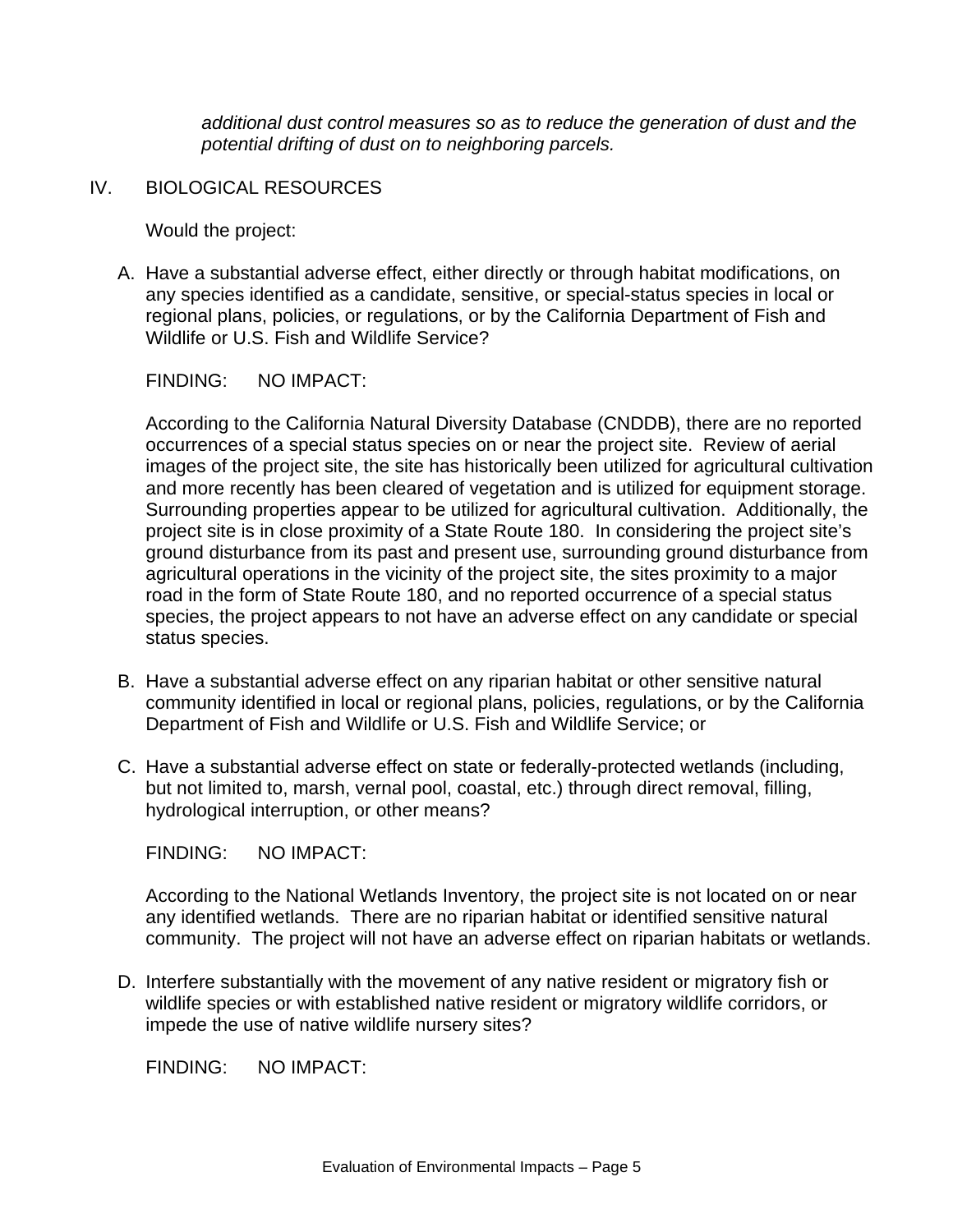*additional dust control measures so as to reduce the generation of dust and the potential drifting of dust on to neighboring parcels.*

## IV. BIOLOGICAL RESOURCES

Would the project:

A. Have a substantial adverse effect, either directly or through habitat modifications, on any species identified as a candidate, sensitive, or special-status species in local or regional plans, policies, or regulations, or by the California Department of Fish and Wildlife or U.S. Fish and Wildlife Service?

FINDING: NO IMPACT:

According to the California Natural Diversity Database (CNDDB), there are no reported occurrences of a special status species on or near the project site. Review of aerial images of the project site, the site has historically been utilized for agricultural cultivation and more recently has been cleared of vegetation and is utilized for equipment storage. Surrounding properties appear to be utilized for agricultural cultivation. Additionally, the project site is in close proximity of a State Route 180. In considering the project site's ground disturbance from its past and present use, surrounding ground disturbance from agricultural operations in the vicinity of the project site, the sites proximity to a major road in the form of State Route 180, and no reported occurrence of a special status species, the project appears to not have an adverse effect on any candidate or special status species.

B. Have a substantial adverse effect on any riparian habitat or other sensitive natural community identified in local or regional plans, policies, regulations, or by the California Department of Fish and Wildlife or U.S. Fish and Wildlife Service; or

C. Have a substantial adverse effect on state or federally-protected wetlands (including, but not limited to, marsh, vernal pool, coastal, etc.) through direct removal, filling, hydrological interruption, or other means?

FINDING: NO IMPACT:

According to the National Wetlands Inventory, the project site is not located on or near any identified wetlands. There are no riparian habitat or identified sensitive natural community. The project will not have an adverse effect on riparian habitats or wetlands.

D. Interfere substantially with the movement of any native resident or migratory fish or wildlife species or with established native resident or migratory wildlife corridors, or impede the use of native wildlife nursery sites?

FINDING: NO IMPACT: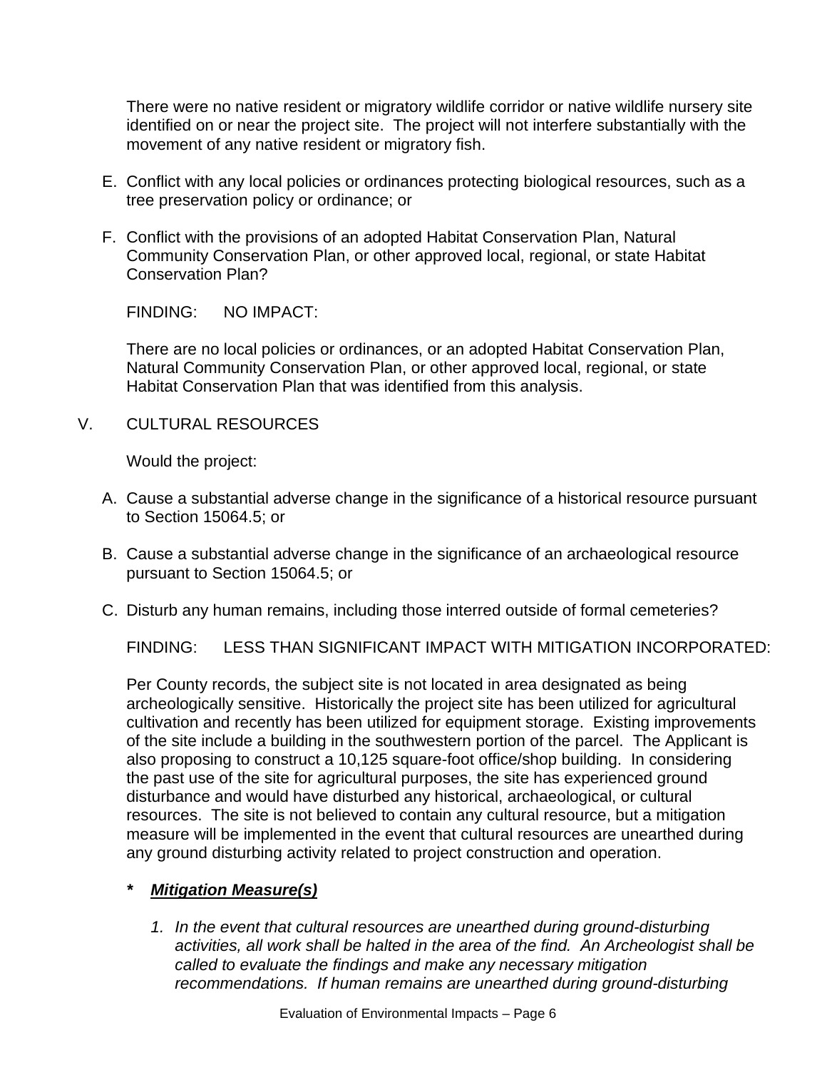There were no native resident or migratory wildlife corridor or native wildlife nursery site identified on or near the project site. The project will not interfere substantially with the movement of any native resident or migratory fish.

E. Conflict with any local policies or ordinances protecting biological resources, such as a tree preservation policy or ordinance; or

F. Conflict with the provisions of an adopted Habitat Conservation Plan, Natural Community Conservation Plan, or other approved local, regional, or state Habitat Conservation Plan?

FINDING: NO IMPACT:

There are no local policies or ordinances, or an adopted Habitat Conservation Plan, Natural Community Conservation Plan, or other approved local, regional, or state Habitat Conservation Plan that was identified from this analysis.

## V. CULTURAL RESOURCES

Would the project:

A. Cause a substantial adverse change in the significance of a historical resource pursuant to Section 15064.5; or

B. Cause a substantial adverse change in the significance of an archaeological resource pursuant to Section 15064.5; or

C. Disturb any human remains, including those interred outside of formal cemeteries?

FINDING: LESS THAN SIGNIFICANT IMPACT WITH MITIGATION INCORPORATED:

Per County records, the subject site is not located in area designated as being archeologically sensitive. Historically the project site has been utilized for agricultural cultivation and recently has been utilized for equipment storage. Existing improvements of the site include a building in the southwestern portion of the parcel. The Applicant is also proposing to construct a 10,125 square-foot office/shop building. In considering the past use of the site for agricultural purposes, the site has experienced ground disturbance and would have disturbed any historical, archaeological, or cultural resources. The site is not believed to contain any cultural resource, but a mitigation measure will be implemented in the event that cultural resources are unearthed during any ground disturbing activity related to project construction and operation.

**\*** ***Mitigation Measure(s)***

1. *In the event that cultural resources are unearthed during ground-disturbing activities, all work shall be halted in the area of the find. An Archeologist shall be called to evaluate the findings and make any necessary mitigation recommendations. If human remains are unearthed during ground-disturbing*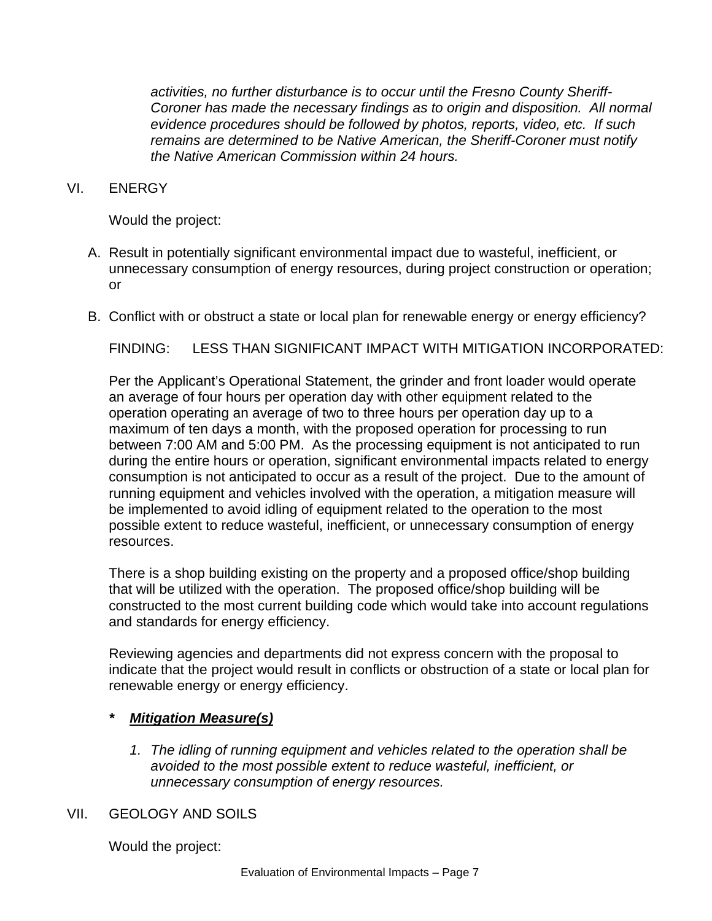*activities, no further disturbance is to occur until the Fresno County Sheriff-Coroner has made the necessary findings as to origin and disposition. All normal evidence procedures should be followed by photos, reports, video, etc. If such remains are determined to be Native American, the Sheriff-Coroner must notify the Native American Commission within 24 hours.*

## VI. ENERGY

Would the project:

A. Result in potentially significant environmental impact due to wasteful, inefficient, or unnecessary consumption of energy resources, during project construction or operation; or

B. Conflict with or obstruct a state or local plan for renewable energy or energy efficiency?

FINDING: LESS THAN SIGNIFICANT IMPACT WITH MITIGATION INCORPORATED:

Per the Applicant's Operational Statement, the grinder and front loader would operate an average of four hours per operation day with other equipment related to the operation operating an average of two to three hours per operation day up to a maximum of ten days a month, with the proposed operation for processing to run between 7:00 AM and 5:00 PM. As the processing equipment is not anticipated to run during the entire hours or operation, significant environmental impacts related to energy consumption is not anticipated to occur as a result of the project. Due to the amount of running equipment and vehicles involved with the operation, a mitigation measure will be implemented to avoid idling of equipment related to the operation to the most possible extent to reduce wasteful, inefficient, or unnecessary consumption of energy resources.

There is a shop building existing on the property and a proposed office/shop building that will be utilized with the operation. The proposed office/shop building will be constructed to the most current building code which would take into account regulations and standards for energy efficiency.

Reviewing agencies and departments did not express concern with the proposal to indicate that the project would result in conflicts or obstruction of a state or local plan for renewable energy or energy efficiency.

**\*** ***Mitigation Measure(s)***

1. *The idling of running equipment and vehicles related to the operation shall be avoided to the most possible extent to reduce wasteful, inefficient, or unnecessary consumption of energy resources.*

## VII. GEOLOGY AND SOILS

Would the project: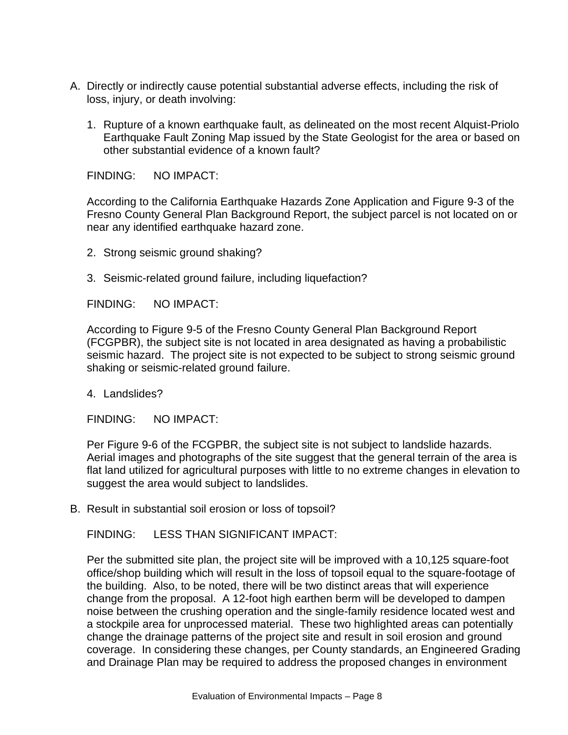A. Directly or indirectly cause potential substantial adverse effects, including the risk of loss, injury, or death involving:

   1. Rupture of a known earthquake fault, as delineated on the most recent Alquist-Priolo Earthquake Fault Zoning Map issued by the State Geologist for the area or based on other substantial evidence of a known fault?

   FINDING: NO IMPACT:

   According to the California Earthquake Hazards Zone Application and Figure 9-3 of the Fresno County General Plan Background Report, the subject parcel is not located on or near any identified earthquake hazard zone.

   2. Strong seismic ground shaking?

   3. Seismic-related ground failure, including liquefaction?

   FINDING: NO IMPACT:

   According to Figure 9-5 of the Fresno County General Plan Background Report (FCGPBR), the subject site is not located in area designated as having a probabilistic seismic hazard. The project site is not expected to be subject to strong seismic ground shaking or seismic-related ground failure.

   4. Landslides?

   FINDING: NO IMPACT:

   Per Figure 9-6 of the FCGPBR, the subject site is not subject to landslide hazards. Aerial images and photographs of the site suggest that the general terrain of the area is flat land utilized for agricultural purposes with little to no extreme changes in elevation to suggest the area would subject to landslides.

B. Result in substantial soil erosion or loss of topsoil?

   FINDING: LESS THAN SIGNIFICANT IMPACT:

   Per the submitted site plan, the project site will be improved with a 10,125 square-foot office/shop building which will result in the loss of topsoil equal to the square-footage of the building. Also, to be noted, there will be two distinct areas that will experience change from the proposal. A 12-foot high earthen berm will be developed to dampen noise between the crushing operation and the single-family residence located west and a stockpile area for unprocessed material. These two highlighted areas can potentially change the drainage patterns of the project site and result in soil erosion and ground coverage. In considering these changes, per County standards, an Engineered Grading and Drainage Plan may be required to address the proposed changes in environment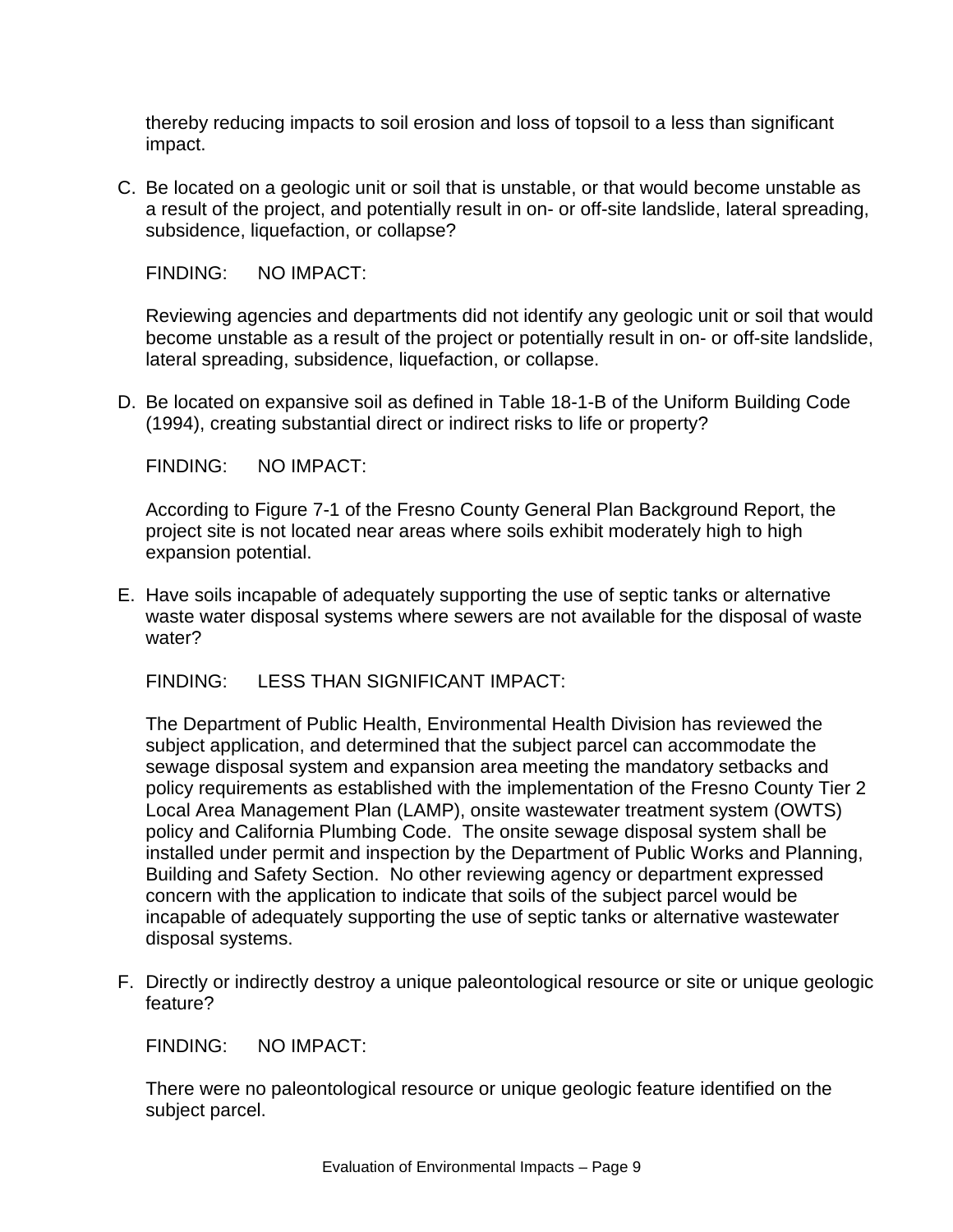thereby reducing impacts to soil erosion and loss of topsoil to a less than significant impact.

C. Be located on a geologic unit or soil that is unstable, or that would become unstable as a result of the project, and potentially result in on- or off-site landslide, lateral spreading, subsidence, liquefaction, or collapse?

   FINDING: NO IMPACT:

   Reviewing agencies and departments did not identify any geologic unit or soil that would become unstable as a result of the project or potentially result in on- or off-site landslide, lateral spreading, subsidence, liquefaction, or collapse.

D. Be located on expansive soil as defined in Table 18-1-B of the Uniform Building Code (1994), creating substantial direct or indirect risks to life or property?

   FINDING: NO IMPACT:

   According to Figure 7-1 of the Fresno County General Plan Background Report, the project site is not located near areas where soils exhibit moderately high to high expansion potential.

E. Have soils incapable of adequately supporting the use of septic tanks or alternative waste water disposal systems where sewers are not available for the disposal of waste water?

   FINDING: LESS THAN SIGNIFICANT IMPACT:

   The Department of Public Health, Environmental Health Division has reviewed the subject application, and determined that the subject parcel can accommodate the sewage disposal system and expansion area meeting the mandatory setbacks and policy requirements as established with the implementation of the Fresno County Tier 2 Local Area Management Plan (LAMP), onsite wastewater treatment system (OWTS) policy and California Plumbing Code. The onsite sewage disposal system shall be installed under permit and inspection by the Department of Public Works and Planning, Building and Safety Section. No other reviewing agency or department expressed concern with the application to indicate that soils of the subject parcel would be incapable of adequately supporting the use of septic tanks or alternative wastewater disposal systems.

F. Directly or indirectly destroy a unique paleontological resource or site or unique geologic feature?

   FINDING: NO IMPACT:

   There were no paleontological resource or unique geologic feature identified on the subject parcel.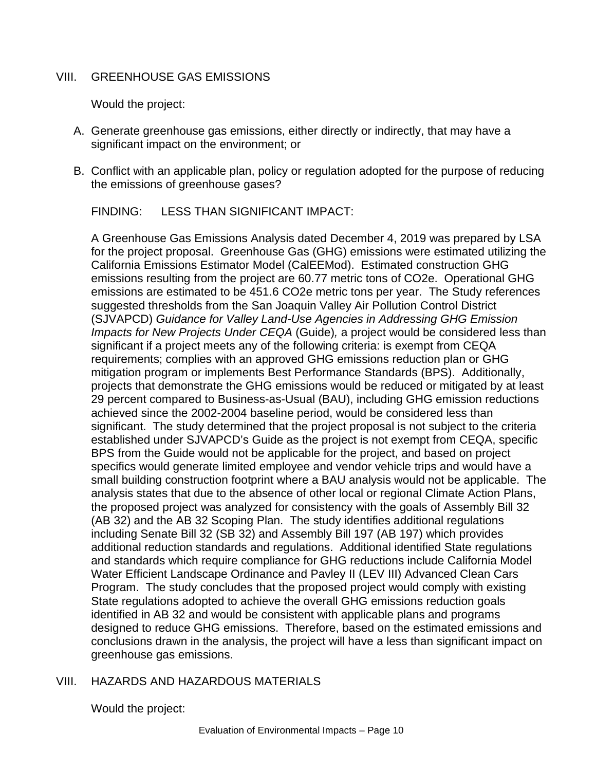## VIII. GREENHOUSE GAS EMISSIONS

Would the project:

A. Generate greenhouse gas emissions, either directly or indirectly, that may have a significant impact on the environment; or

B. Conflict with an applicable plan, policy or regulation adopted for the purpose of reducing the emissions of greenhouse gases?

FINDING: LESS THAN SIGNIFICANT IMPACT:

A Greenhouse Gas Emissions Analysis dated December 4, 2019 was prepared by LSA for the project proposal. Greenhouse Gas (GHG) emissions were estimated utilizing the California Emissions Estimator Model (CalEEMod). Estimated construction GHG emissions resulting from the project are 60.77 metric tons of $CO_2e$. Operational GHG emissions are estimated to be 451.6 $CO_2e$ metric tons per year. The Study references suggested thresholds from the San Joaquin Valley Air Pollution Control District (SJVAPCD) *Guidance for Valley Land-Use Agencies in Addressing GHG Emission Impacts for New Projects Under CEQA* (Guide), a project would be considered less than significant if a project meets any of the following criteria: is exempt from CEQA requirements; complies with an approved GHG emissions reduction plan or GHG mitigation program or implements Best Performance Standards (BPS). Additionally, projects that demonstrate the GHG emissions would be reduced or mitigated by at least 29 percent compared to Business-as-Usual (BAU), including GHG emission reductions achieved since the 2002-2004 baseline period, would be considered less than significant. The study determined that the project proposal is not subject to the criteria established under SJVAPCD's Guide as the project is not exempt from CEQA, specific BPS from the Guide would not be applicable for the project, and based on project specifics would generate limited employee and vendor vehicle trips and would have a small building construction footprint where a BAU analysis would not be applicable. The analysis states that due to the absence of other local or regional Climate Action Plans, the proposed project was analyzed for consistency with the goals of Assembly Bill 32 (AB 32) and the AB 32 Scoping Plan. The study identifies additional regulations including Senate Bill 32 (SB 32) and Assembly Bill 197 (AB 197) which provides additional reduction standards and regulations. Additional identified State regulations and standards which require compliance for GHG reductions include California Model Water Efficient Landscape Ordinance and Pavley II (LEV III) Advanced Clean Cars Program. The study concludes that the proposed project would comply with existing State regulations adopted to achieve the overall GHG emissions reduction goals identified in AB 32 and would be consistent with applicable plans and programs designed to reduce GHG emissions. Therefore, based on the estimated emissions and conclusions drawn in the analysis, the project will have a less than significant impact on greenhouse gas emissions.

## VIII. HAZARDS AND HAZARDOUS MATERIALS

Would the project: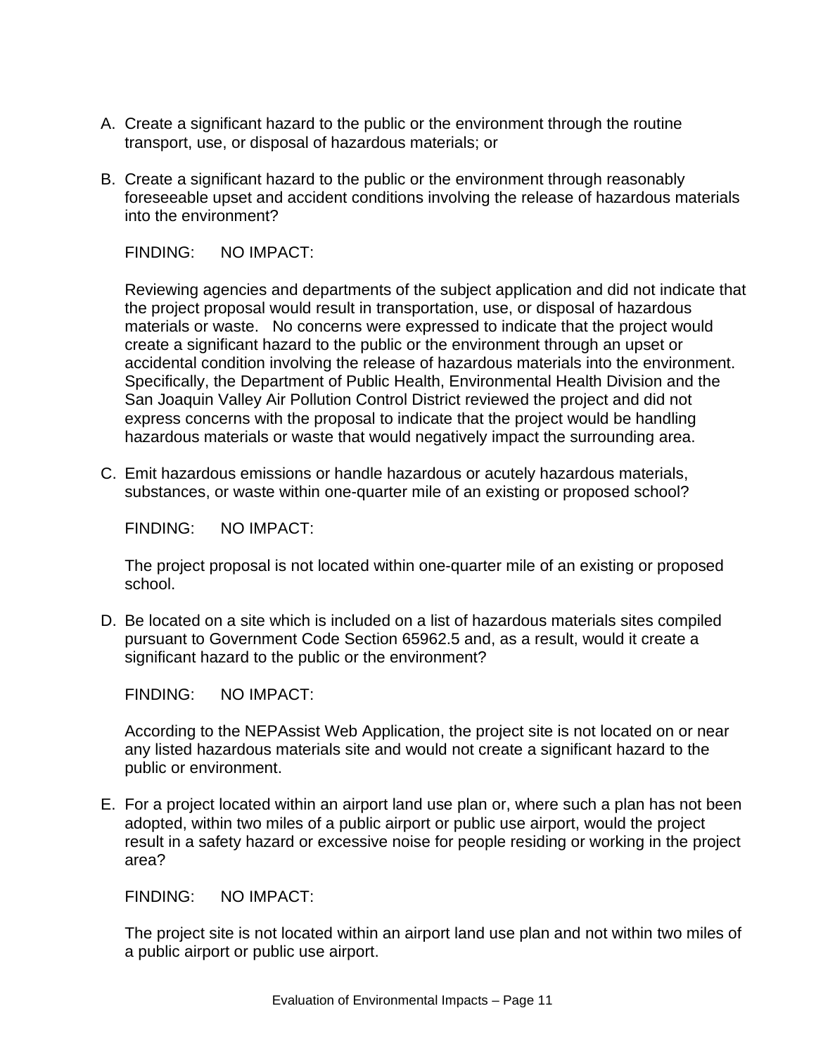A. Create a significant hazard to the public or the environment through the routine transport, use, or disposal of hazardous materials; or

B. Create a significant hazard to the public or the environment through reasonably foreseeable upset and accident conditions involving the release of hazardous materials into the environment?

   FINDING: NO IMPACT:

   Reviewing agencies and departments of the subject application and did not indicate that the project proposal would result in transportation, use, or disposal of hazardous materials or waste. No concerns were expressed to indicate that the project would create a significant hazard to the public or the environment through an upset or accidental condition involving the release of hazardous materials into the environment. Specifically, the Department of Public Health, Environmental Health Division and the San Joaquin Valley Air Pollution Control District reviewed the project and did not express concerns with the proposal to indicate that the project would be handling hazardous materials or waste that would negatively impact the surrounding area.

C. Emit hazardous emissions or handle hazardous or acutely hazardous materials, substances, or waste within one-quarter mile of an existing or proposed school?

   FINDING: NO IMPACT:

   The project proposal is not located within one-quarter mile of an existing or proposed school.

D. Be located on a site which is included on a list of hazardous materials sites compiled pursuant to Government Code Section 65962.5 and, as a result, would it create a significant hazard to the public or the environment?

   FINDING: NO IMPACT:

   According to the NEPAssist Web Application, the project site is not located on or near any listed hazardous materials site and would not create a significant hazard to the public or environment.

E. For a project located within an airport land use plan or, where such a plan has not been adopted, within two miles of a public airport or public use airport, would the project result in a safety hazard or excessive noise for people residing or working in the project area?

   FINDING: NO IMPACT:

   The project site is not located within an airport land use plan and not within two miles of a public airport or public use airport.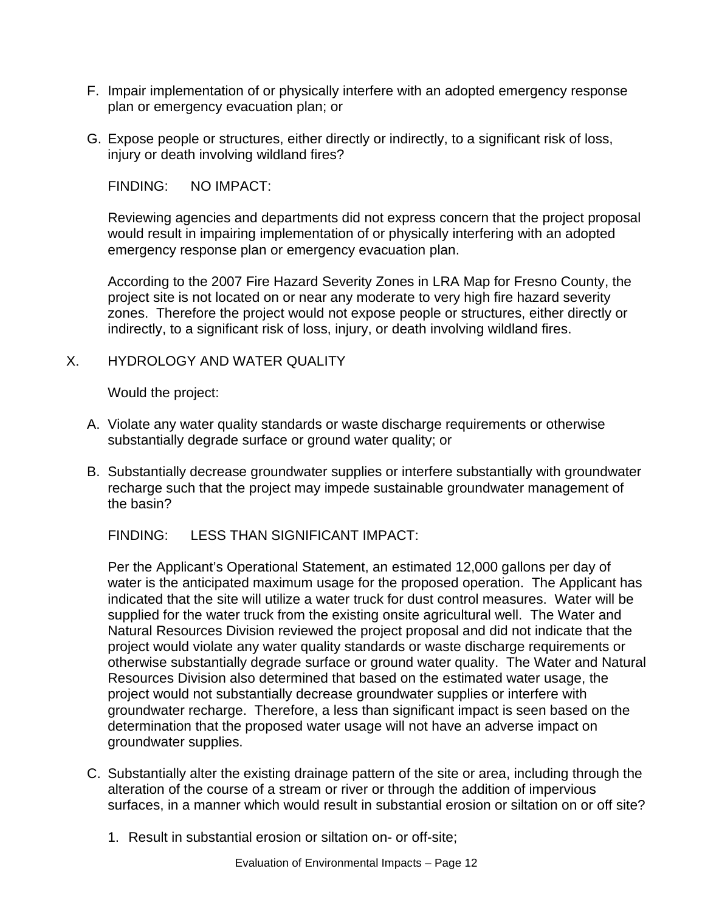F. Impair implementation of or physically interfere with an adopted emergency response plan or emergency evacuation plan; or

G. Expose people or structures, either directly or indirectly, to a significant risk of loss, injury or death involving wildland fires?

FINDING: NO IMPACT:

Reviewing agencies and departments did not express concern that the project proposal would result in impairing implementation of or physically interfering with an adopted emergency response plan or emergency evacuation plan.

According to the 2007 Fire Hazard Severity Zones in LRA Map for Fresno County, the project site is not located on or near any moderate to very high fire hazard severity zones. Therefore the project would not expose people or structures, either directly or indirectly, to a significant risk of loss, injury, or death involving wildland fires.

## X. HYDROLOGY AND WATER QUALITY

Would the project:

A. Violate any water quality standards or waste discharge requirements or otherwise substantially degrade surface or ground water quality; or

B. Substantially decrease groundwater supplies or interfere substantially with groundwater recharge such that the project may impede sustainable groundwater management of the basin?

FINDING: LESS THAN SIGNIFICANT IMPACT:

Per the Applicant's Operational Statement, an estimated 12,000 gallons per day of water is the anticipated maximum usage for the proposed operation. The Applicant has indicated that the site will utilize a water truck for dust control measures. Water will be supplied for the water truck from the existing onsite agricultural well. The Water and Natural Resources Division reviewed the project proposal and did not indicate that the project would violate any water quality standards or waste discharge requirements or otherwise substantially degrade surface or ground water quality. The Water and Natural Resources Division also determined that based on the estimated water usage, the project would not substantially decrease groundwater supplies or interfere with groundwater recharge. Therefore, a less than significant impact is seen based on the determination that the proposed water usage will not have an adverse impact on groundwater supplies.

C. Substantially alter the existing drainage pattern of the site or area, including through the alteration of the course of a stream or river or through the addition of impervious surfaces, in a manner which would result in substantial erosion or siltation on or off site?

1. Result in substantial erosion or siltation on- or off-site;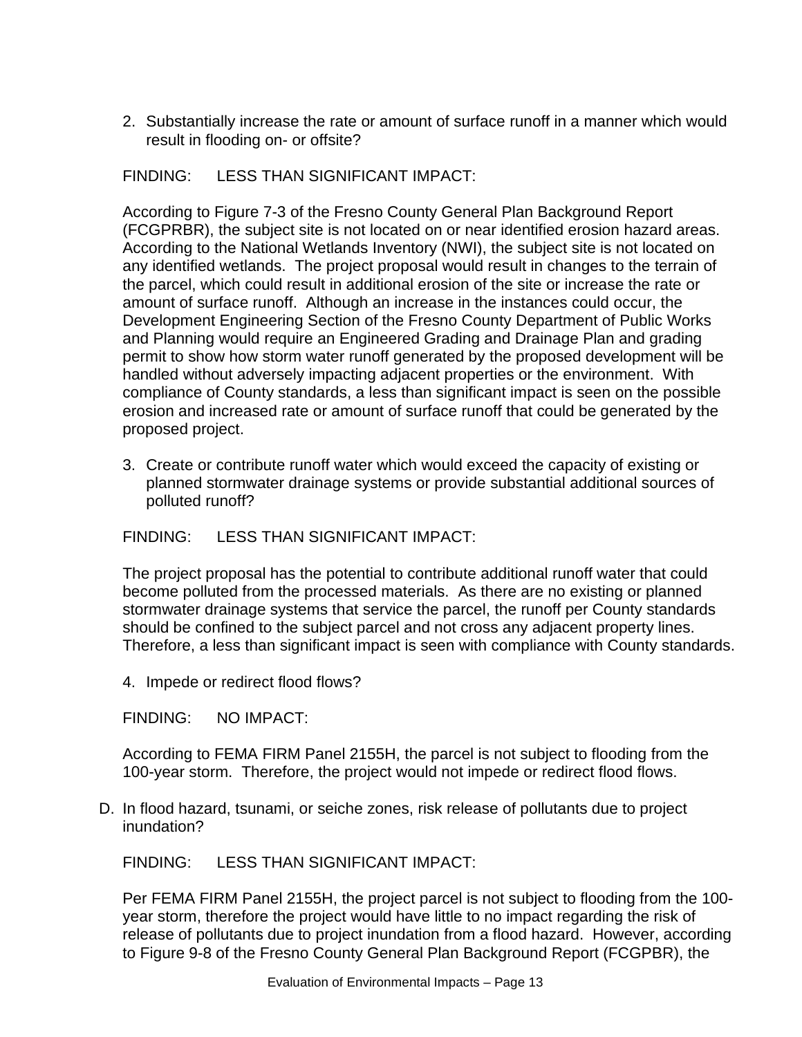2. Substantially increase the rate or amount of surface runoff in a manner which would result in flooding on- or offsite?

FINDING: LESS THAN SIGNIFICANT IMPACT:

According to Figure 7-3 of the Fresno County General Plan Background Report (FCGPRBR), the subject site is not located on or near identified erosion hazard areas. According to the National Wetlands Inventory (NWI), the subject site is not located on any identified wetlands. The project proposal would result in changes to the terrain of the parcel, which could result in additional erosion of the site or increase the rate or amount of surface runoff. Although an increase in the instances could occur, the Development Engineering Section of the Fresno County Department of Public Works and Planning would require an Engineered Grading and Drainage Plan and grading permit to show how storm water runoff generated by the proposed development will be handled without adversely impacting adjacent properties or the environment. With compliance of County standards, a less than significant impact is seen on the possible erosion and increased rate or amount of surface runoff that could be generated by the proposed project.

3. Create or contribute runoff water which would exceed the capacity of existing or planned stormwater drainage systems or provide substantial additional sources of polluted runoff?

FINDING: LESS THAN SIGNIFICANT IMPACT:

The project proposal has the potential to contribute additional runoff water that could become polluted from the processed materials. As there are no existing or planned stormwater drainage systems that service the parcel, the runoff per County standards should be confined to the subject parcel and not cross any adjacent property lines. Therefore, a less than significant impact is seen with compliance with County standards.

4. Impede or redirect flood flows?

FINDING: NO IMPACT:

According to FEMA FIRM Panel 2155H, the parcel is not subject to flooding from the 100-year storm. Therefore, the project would not impede or redirect flood flows.

D. In flood hazard, tsunami, or seiche zones, risk release of pollutants due to project inundation?

FINDING: LESS THAN SIGNIFICANT IMPACT:

Per FEMA FIRM Panel 2155H, the project parcel is not subject to flooding from the 100-year storm, therefore the project would have little to no impact regarding the risk of release of pollutants due to project inundation from a flood hazard. However, according to Figure 9-8 of the Fresno County General Plan Background Report (FCGPBR), the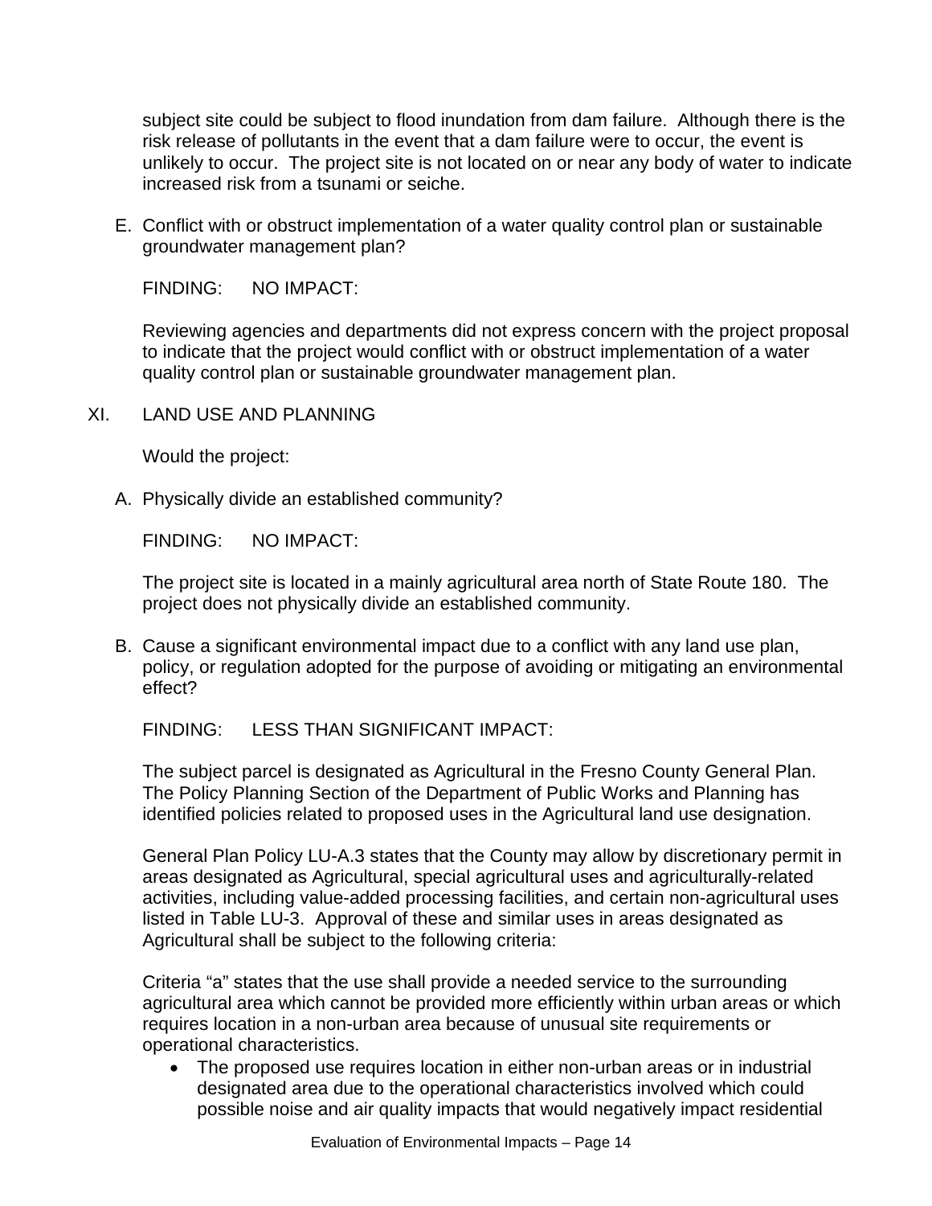subject site could be subject to flood inundation from dam failure. Although there is the risk release of pollutants in the event that a dam failure were to occur, the event is unlikely to occur. The project site is not located on or near any body of water to indicate increased risk from a tsunami or seiche.

E. Conflict with or obstruct implementation of a water quality control plan or sustainable groundwater management plan?

FINDING: NO IMPACT:

Reviewing agencies and departments did not express concern with the project proposal to indicate that the project would conflict with or obstruct implementation of a water quality control plan or sustainable groundwater management plan.

## XI. LAND USE AND PLANNING

Would the project:

A. Physically divide an established community?

FINDING: NO IMPACT:

The project site is located in a mainly agricultural area north of State Route 180. The project does not physically divide an established community.

B. Cause a significant environmental impact due to a conflict with any land use plan, policy, or regulation adopted for the purpose of avoiding or mitigating an environmental effect?

FINDING: LESS THAN SIGNIFICANT IMPACT:

The subject parcel is designated as Agricultural in the Fresno County General Plan. The Policy Planning Section of the Department of Public Works and Planning has identified policies related to proposed uses in the Agricultural land use designation.

General Plan Policy LU-A.3 states that the County may allow by discretionary permit in areas designated as Agricultural, special agricultural uses and agriculturally-related activities, including value-added processing facilities, and certain non-agricultural uses listed in Table LU-3. Approval of these and similar uses in areas designated as Agricultural shall be subject to the following criteria:

Criteria "a" states that the use shall provide a needed service to the surrounding agricultural area which cannot be provided more efficiently within urban areas or which requires location in a non-urban area because of unusual site requirements or operational characteristics.

- The proposed use requires location in either non-urban areas or in industrial designated area due to the operational characteristics involved which could possible noise and air quality impacts that would negatively impact residential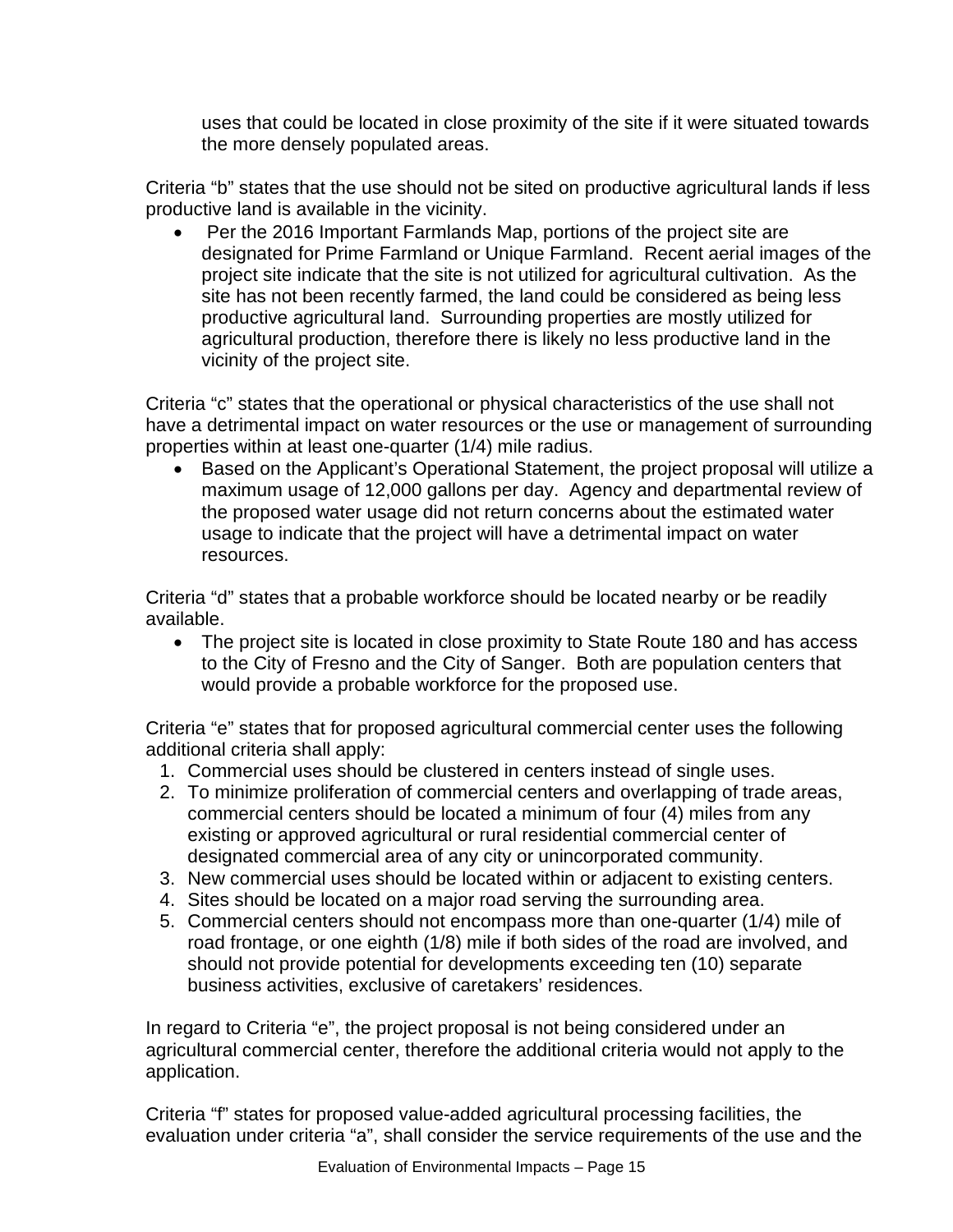uses that could be located in close proximity of the site if it were situated towards the more densely populated areas.

Criteria "b" states that the use should not be sited on productive agricultural lands if less productive land is available in the vicinity.

- Per the 2016 Important Farmlands Map, portions of the project site are designated for Prime Farmland or Unique Farmland. Recent aerial images of the project site indicate that the site is not utilized for agricultural cultivation. As the site has not been recently farmed, the land could be considered as being less productive agricultural land. Surrounding properties are mostly utilized for agricultural production, therefore there is likely no less productive land in the vicinity of the project site.

Criteria "c" states that the operational or physical characteristics of the use shall not have a detrimental impact on water resources or the use or management of surrounding properties within at least one-quarter (1/4) mile radius.

- Based on the Applicant's Operational Statement, the project proposal will utilize a maximum usage of 12,000 gallons per day. Agency and departmental review of the proposed water usage did not return concerns about the estimated water usage to indicate that the project will have a detrimental impact on water resources.

Criteria "d" states that a probable workforce should be located nearby or be readily available.

- The project site is located in close proximity to State Route 180 and has access to the City of Fresno and the City of Sanger. Both are population centers that would provide a probable workforce for the proposed use.

Criteria "e" states that for proposed agricultural commercial center uses the following additional criteria shall apply:

1. Commercial uses should be clustered in centers instead of single uses.
2. To minimize proliferation of commercial centers and overlapping of trade areas, commercial centers should be located a minimum of four (4) miles from any existing or approved agricultural or rural residential commercial center of designated commercial area of any city or unincorporated community.
3. New commercial uses should be located within or adjacent to existing centers.
4. Sites should be located on a major road serving the surrounding area.
5. Commercial centers should not encompass more than one-quarter (1/4) mile of road frontage, or one eighth (1/8) mile if both sides of the road are involved, and should not provide potential for developments exceeding ten (10) separate business activities, exclusive of caretakers' residences.

In regard to Criteria "e", the project proposal is not being considered under an agricultural commercial center, therefore the additional criteria would not apply to the application.

Criteria "f" states for proposed value-added agricultural processing facilities, the evaluation under criteria "a", shall consider the service requirements of the use and the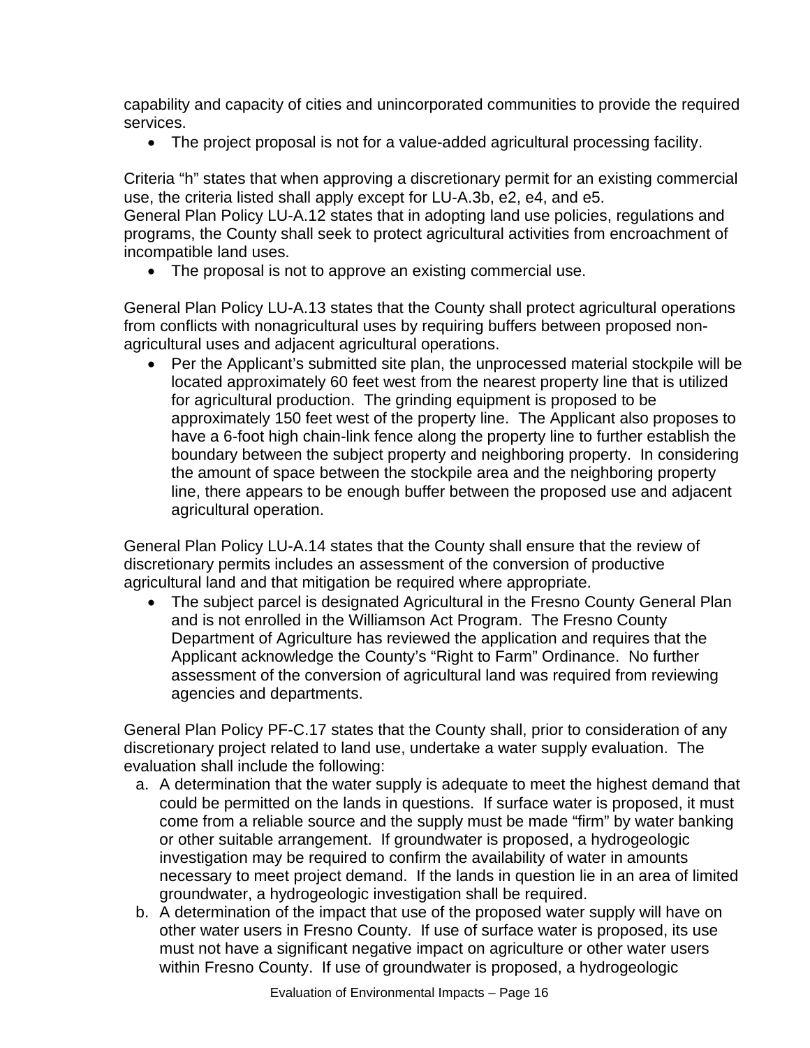capability and capacity of cities and unincorporated communities to provide the required services.

- The project proposal is not for a value-added agricultural processing facility.

Criteria "h" states that when approving a discretionary permit for an existing commercial use, the criteria listed shall apply except for LU-A.3b, e2, e4, and e5.
General Plan Policy LU-A.12 states that in adopting land use policies, regulations and programs, the County shall seek to protect agricultural activities from encroachment of incompatible land uses.

- The proposal is not to approve an existing commercial use.

General Plan Policy LU-A.13 states that the County shall protect agricultural operations from conflicts with nonagricultural uses by requiring buffers between proposed non-agricultural uses and adjacent agricultural operations.

- Per the Applicant's submitted site plan, the unprocessed material stockpile will be located approximately 60 feet west from the nearest property line that is utilized for agricultural production. The grinding equipment is proposed to be approximately 150 feet west of the property line. The Applicant also proposes to have a 6-foot high chain-link fence along the property line to further establish the boundary between the subject property and neighboring property. In considering the amount of space between the stockpile area and the neighboring property line, there appears to be enough buffer between the proposed use and adjacent agricultural operation.

General Plan Policy LU-A.14 states that the County shall ensure that the review of discretionary permits includes an assessment of the conversion of productive agricultural land and that mitigation be required where appropriate.

- The subject parcel is designated Agricultural in the Fresno County General Plan and is not enrolled in the Williamson Act Program. The Fresno County Department of Agriculture has reviewed the application and requires that the Applicant acknowledge the County's "Right to Farm" Ordinance. No further assessment of the conversion of agricultural land was required from reviewing agencies and departments.

General Plan Policy PF-C.17 states that the County shall, prior to consideration of any discretionary project related to land use, undertake a water supply evaluation. The evaluation shall include the following:

a. A determination that the water supply is adequate to meet the highest demand that could be permitted on the lands in questions. If surface water is proposed, it must come from a reliable source and the supply must be made "firm" by water banking or other suitable arrangement. If groundwater is proposed, a hydrogeologic investigation may be required to confirm the availability of water in amounts necessary to meet project demand. If the lands in question lie in an area of limited groundwater, a hydrogeologic investigation shall be required.
b. A determination of the impact that use of the proposed water supply will have on other water users in Fresno County. If use of surface water is proposed, its use must not have a significant negative impact on agriculture or other water users within Fresno County. If use of groundwater is proposed, a hydrogeologic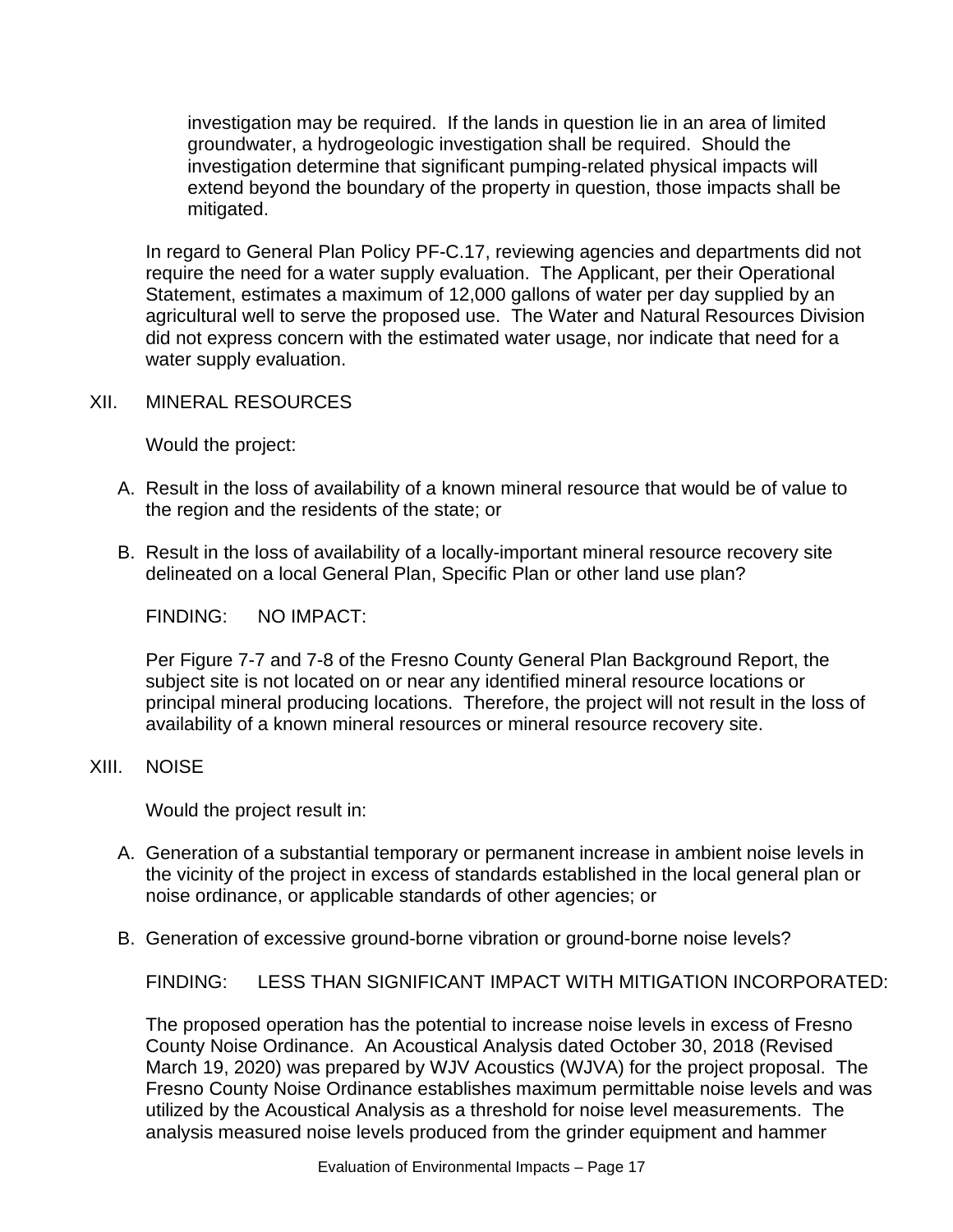investigation may be required. If the lands in question lie in an area of limited groundwater, a hydrogeologic investigation shall be required. Should the investigation determine that significant pumping-related physical impacts will extend beyond the boundary of the property in question, those impacts shall be mitigated.

In regard to General Plan Policy PF-C.17, reviewing agencies and departments did not require the need for a water supply evaluation. The Applicant, per their Operational Statement, estimates a maximum of 12,000 gallons of water per day supplied by an agricultural well to serve the proposed use. The Water and Natural Resources Division did not express concern with the estimated water usage, nor indicate that need for a water supply evaluation.

## XII. MINERAL RESOURCES

Would the project:

A. Result in the loss of availability of a known mineral resource that would be of value to the region and the residents of the state; or

B. Result in the loss of availability of a locally-important mineral resource recovery site delineated on a local General Plan, Specific Plan or other land use plan?

FINDING: NO IMPACT:

Per Figure 7-7 and 7-8 of the Fresno County General Plan Background Report, the subject site is not located on or near any identified mineral resource locations or principal mineral producing locations. Therefore, the project will not result in the loss of availability of a known mineral resources or mineral resource recovery site.

## XIII. NOISE

Would the project result in:

A. Generation of a substantial temporary or permanent increase in ambient noise levels in the vicinity of the project in excess of standards established in the local general plan or noise ordinance, or applicable standards of other agencies; or

B. Generation of excessive ground-borne vibration or ground-borne noise levels?

FINDING: LESS THAN SIGNIFICANT IMPACT WITH MITIGATION INCORPORATED:

The proposed operation has the potential to increase noise levels in excess of Fresno County Noise Ordinance. An Acoustical Analysis dated October 30, 2018 (Revised March 19, 2020) was prepared by WJV Acoustics (WJVA) for the project proposal. The Fresno County Noise Ordinance establishes maximum permittable noise levels and was utilized by the Acoustical Analysis as a threshold for noise level measurements. The analysis measured noise levels produced from the grinder equipment and hammer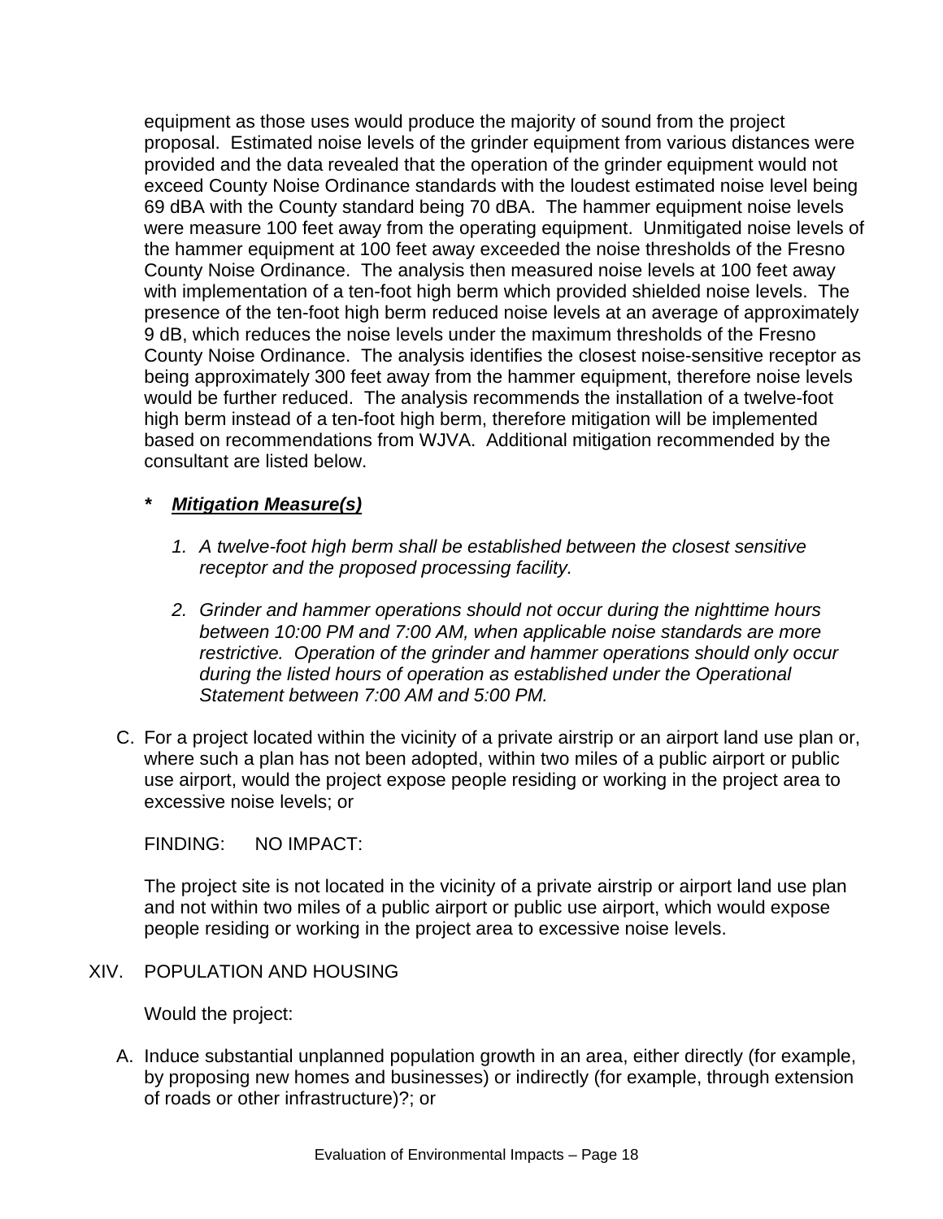equipment as those uses would produce the majority of sound from the project proposal. Estimated noise levels of the grinder equipment from various distances were provided and the data revealed that the operation of the grinder equipment would not exceed County Noise Ordinance standards with the loudest estimated noise level being 69 dBA with the County standard being 70 dBA. The hammer equipment noise levels were measure 100 feet away from the operating equipment. Unmitigated noise levels of the hammer equipment at 100 feet away exceeded the noise thresholds of the Fresno County Noise Ordinance. The analysis then measured noise levels at 100 feet away with implementation of a ten-foot high berm which provided shielded noise levels. The presence of the ten-foot high berm reduced noise levels at an average of approximately 9 dB, which reduces the noise levels under the maximum thresholds of the Fresno County Noise Ordinance. The analysis identifies the closest noise-sensitive receptor as being approximately 300 feet away from the hammer equipment, therefore noise levels would be further reduced. The analysis recommends the installation of a twelve-foot high berm instead of a ten-foot high berm, therefore mitigation will be implemented based on recommendations from WJVA. Additional mitigation recommended by the consultant are listed below.

**\*** ***Mitigation Measure(s)***

1. *A twelve-foot high berm shall be established between the closest sensitive receptor and the proposed processing facility.*

2. *Grinder and hammer operations should not occur during the nighttime hours between 10:00 PM and 7:00 AM, when applicable noise standards are more restrictive. Operation of the grinder and hammer operations should only occur during the listed hours of operation as established under the Operational Statement between 7:00 AM and 5:00 PM.*

C. For a project located within the vicinity of a private airstrip or an airport land use plan or, where such a plan has not been adopted, within two miles of a public airport or public use airport, would the project expose people residing or working in the project area to excessive noise levels; or

FINDING: NO IMPACT:

The project site is not located in the vicinity of a private airstrip or airport land use plan and not within two miles of a public airport or public use airport, which would expose people residing or working in the project area to excessive noise levels.

## XIV. POPULATION AND HOUSING

Would the project:

A. Induce substantial unplanned population growth in an area, either directly (for example, by proposing new homes and businesses) or indirectly (for example, through extension of roads or other infrastructure)?; or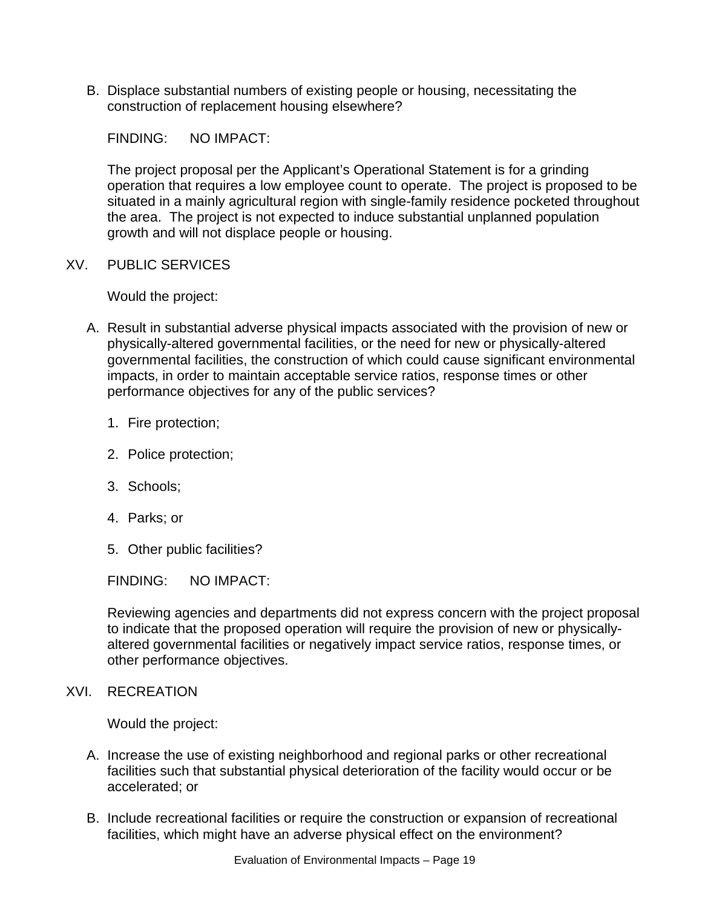B. Displace substantial numbers of existing people or housing, necessitating the construction of replacement housing elsewhere?

   FINDING: NO IMPACT:

   The project proposal per the Applicant's Operational Statement is for a grinding operation that requires a low employee count to operate. The project is proposed to be situated in a mainly agricultural region with single-family residence pocketed throughout the area. The project is not expected to induce substantial unplanned population growth and will not displace people or housing.

## XV. PUBLIC SERVICES

Would the project:

A. Result in substantial adverse physical impacts associated with the provision of new or physically-altered governmental facilities, or the need for new or physically-altered governmental facilities, the construction of which could cause significant environmental impacts, in order to maintain acceptable service ratios, response times or other performance objectives for any of the public services?

   1. Fire protection;

   2. Police protection;

   3. Schools;

   4. Parks; or

   5. Other public facilities?

   FINDING: NO IMPACT:

   Reviewing agencies and departments did not express concern with the project proposal to indicate that the proposed operation will require the provision of new or physically-altered governmental facilities or negatively impact service ratios, response times, or other performance objectives.

## XVI. RECREATION

Would the project:

A. Increase the use of existing neighborhood and regional parks or other recreational facilities such that substantial physical deterioration of the facility would occur or be accelerated; or

B. Include recreational facilities or require the construction or expansion of recreational facilities, which might have an adverse physical effect on the environment?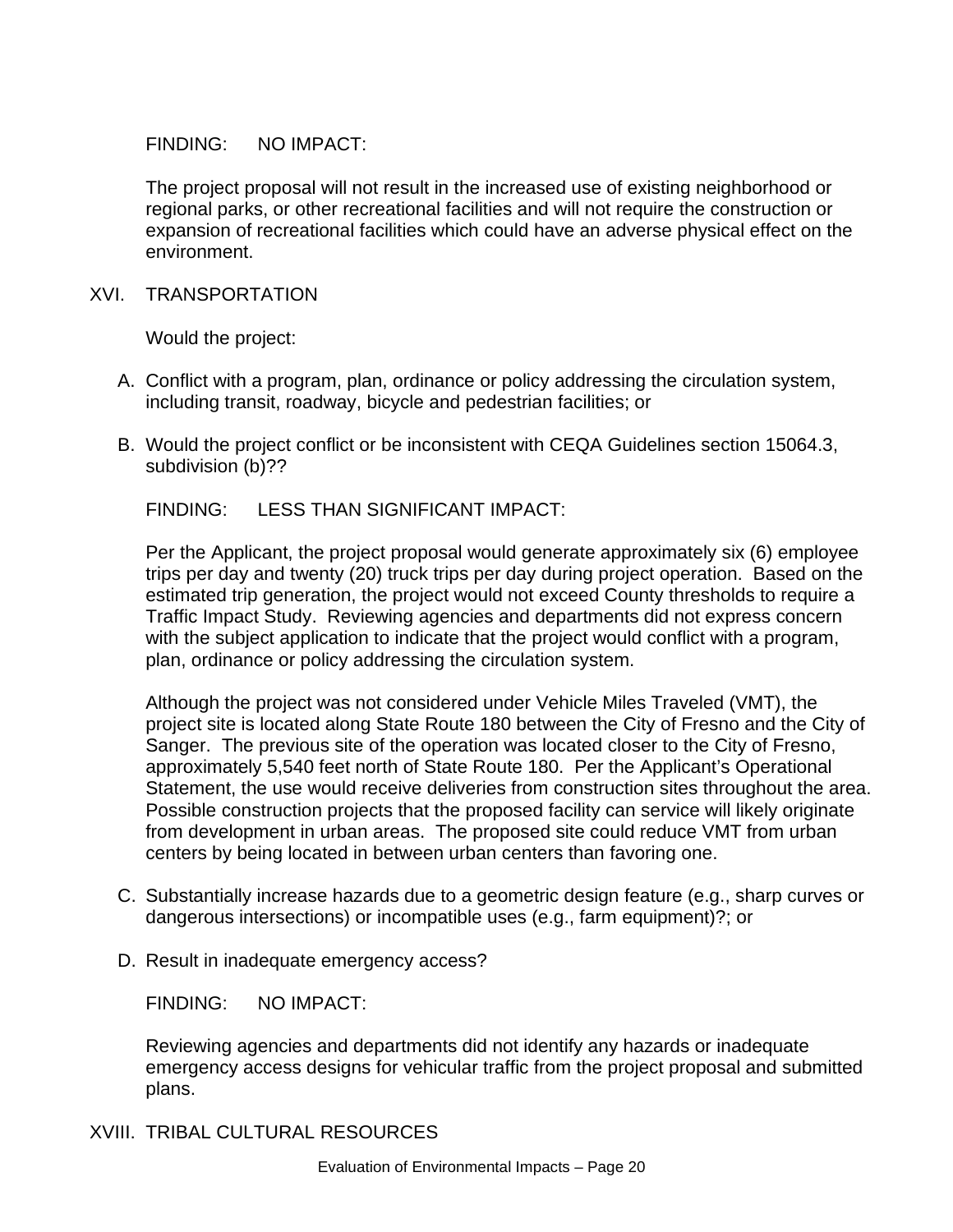FINDING: NO IMPACT:

The project proposal will not result in the increased use of existing neighborhood or regional parks, or other recreational facilities and will not require the construction or expansion of recreational facilities which could have an adverse physical effect on the environment.

## XVI. TRANSPORTATION

Would the project:

A. Conflict with a program, plan, ordinance or policy addressing the circulation system, including transit, roadway, bicycle and pedestrian facilities; or

B. Would the project conflict or be inconsistent with CEQA Guidelines section 15064.3, subdivision (b)??

FINDING: LESS THAN SIGNIFICANT IMPACT:

Per the Applicant, the project proposal would generate approximately six (6) employee trips per day and twenty (20) truck trips per day during project operation. Based on the estimated trip generation, the project would not exceed County thresholds to require a Traffic Impact Study. Reviewing agencies and departments did not express concern with the subject application to indicate that the project would conflict with a program, plan, ordinance or policy addressing the circulation system.

Although the project was not considered under Vehicle Miles Traveled (VMT), the project site is located along State Route 180 between the City of Fresno and the City of Sanger. The previous site of the operation was located closer to the City of Fresno, approximately 5,540 feet north of State Route 180. Per the Applicant's Operational Statement, the use would receive deliveries from construction sites throughout the area. Possible construction projects that the proposed facility can service will likely originate from development in urban areas. The proposed site could reduce VMT from urban centers by being located in between urban centers than favoring one.

C. Substantially increase hazards due to a geometric design feature (e.g., sharp curves or dangerous intersections) or incompatible uses (e.g., farm equipment)?; or

D. Result in inadequate emergency access?

FINDING: NO IMPACT:

Reviewing agencies and departments did not identify any hazards or inadequate emergency access designs for vehicular traffic from the project proposal and submitted plans.

## XVIII. TRIBAL CULTURAL RESOURCES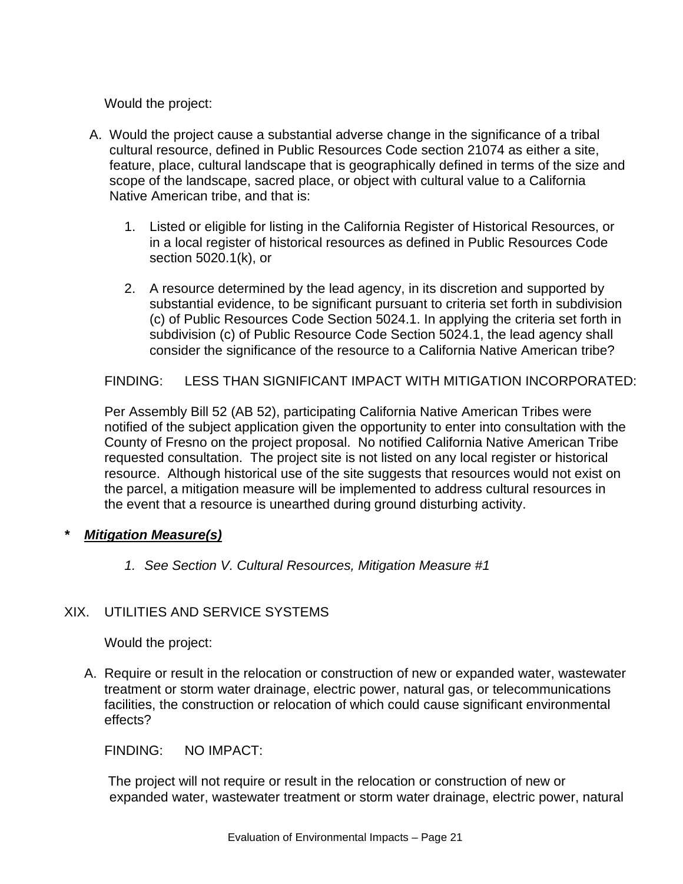Would the project:

A. Would the project cause a substantial adverse change in the significance of a tribal cultural resource, defined in Public Resources Code section 21074 as either a site, feature, place, cultural landscape that is geographically defined in terms of the size and scope of the landscape, sacred place, or object with cultural value to a California Native American tribe, and that is:

   1. Listed or eligible for listing in the California Register of Historical Resources, or in a local register of historical resources as defined in Public Resources Code section 5020.1(k), or

   2. A resource determined by the lead agency, in its discretion and supported by substantial evidence, to be significant pursuant to criteria set forth in subdivision (c) of Public Resources Code Section 5024.1. In applying the criteria set forth in subdivision (c) of Public Resource Code Section 5024.1, the lead agency shall consider the significance of the resource to a California Native American tribe?

FINDING: LESS THAN SIGNIFICANT IMPACT WITH MITIGATION INCORPORATED:

Per Assembly Bill 52 (AB 52), participating California Native American Tribes were notified of the subject application given the opportunity to enter into consultation with the County of Fresno on the project proposal. No notified California Native American Tribe requested consultation. The project site is not listed on any local register or historical resource. Although historical use of the site suggests that resources would not exist on the parcel, a mitigation measure will be implemented to address cultural resources in the event that a resource is unearthed during ground disturbing activity.

**\*** ***Mitigation Measure(s)***

1. *See Section V. Cultural Resources, Mitigation Measure #1*

## XIX. UTILITIES AND SERVICE SYSTEMS

Would the project:

A. Require or result in the relocation or construction of new or expanded water, wastewater treatment or storm water drainage, electric power, natural gas, or telecommunications facilities, the construction or relocation of which could cause significant environmental effects?

FINDING: NO IMPACT:

The project will not require or result in the relocation or construction of new or expanded water, wastewater treatment or storm water drainage, electric power, natural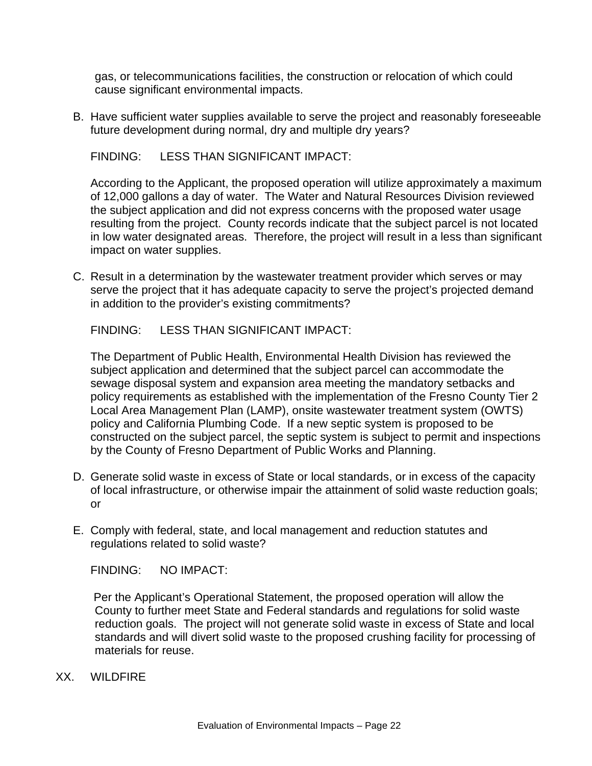gas, or telecommunications facilities, the construction or relocation of which could cause significant environmental impacts.

B. Have sufficient water supplies available to serve the project and reasonably foreseeable future development during normal, dry and multiple dry years?

FINDING: LESS THAN SIGNIFICANT IMPACT:

According to the Applicant, the proposed operation will utilize approximately a maximum of 12,000 gallons a day of water. The Water and Natural Resources Division reviewed the subject application and did not express concerns with the proposed water usage resulting from the project. County records indicate that the subject parcel is not located in low water designated areas. Therefore, the project will result in a less than significant impact on water supplies.

C. Result in a determination by the wastewater treatment provider which serves or may serve the project that it has adequate capacity to serve the project's projected demand in addition to the provider's existing commitments?

FINDING: LESS THAN SIGNIFICANT IMPACT:

The Department of Public Health, Environmental Health Division has reviewed the subject application and determined that the subject parcel can accommodate the sewage disposal system and expansion area meeting the mandatory setbacks and policy requirements as established with the implementation of the Fresno County Tier 2 Local Area Management Plan (LAMP), onsite wastewater treatment system (OWTS) policy and California Plumbing Code. If a new septic system is proposed to be constructed on the subject parcel, the septic system is subject to permit and inspections by the County of Fresno Department of Public Works and Planning.

D. Generate solid waste in excess of State or local standards, or in excess of the capacity of local infrastructure, or otherwise impair the attainment of solid waste reduction goals; or

E. Comply with federal, state, and local management and reduction statutes and regulations related to solid waste?

FINDING: NO IMPACT:

Per the Applicant's Operational Statement, the proposed operation will allow the County to further meet State and Federal standards and regulations for solid waste reduction goals. The project will not generate solid waste in excess of State and local standards and will divert solid waste to the proposed crushing facility for processing of materials for reuse.

## XX. WILDFIRE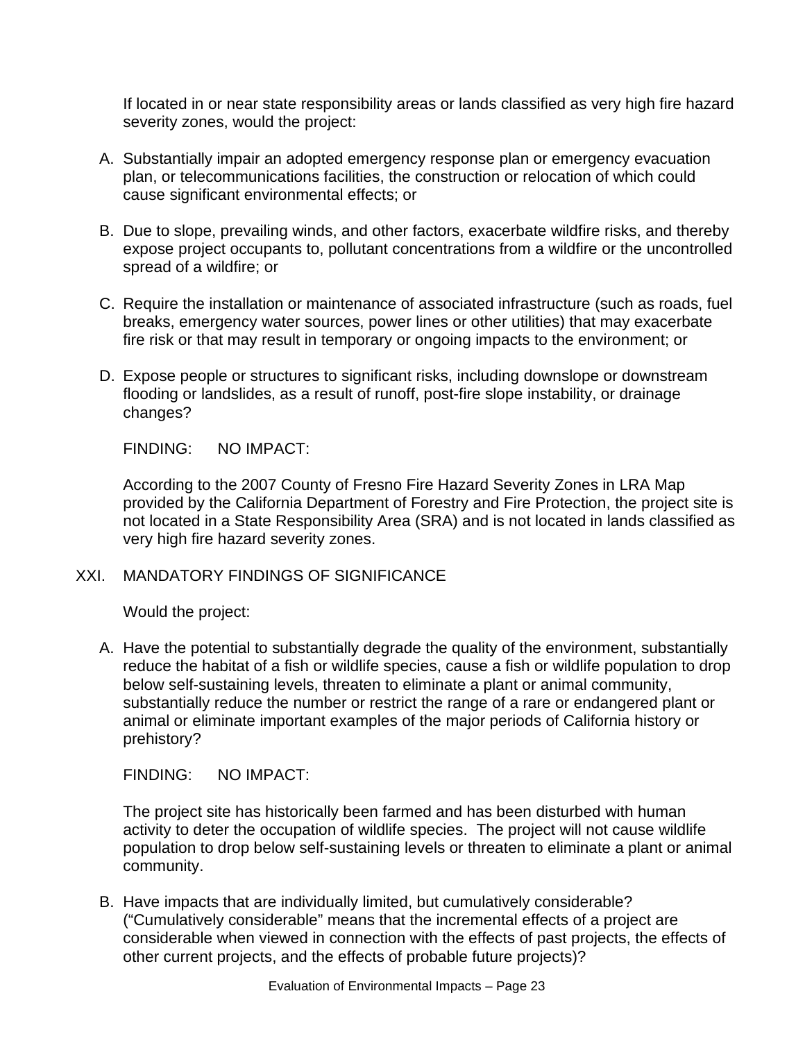If located in or near state responsibility areas or lands classified as very high fire hazard severity zones, would the project:

A. Substantially impair an adopted emergency response plan or emergency evacuation plan, or telecommunications facilities, the construction or relocation of which could cause significant environmental effects; or

B. Due to slope, prevailing winds, and other factors, exacerbate wildfire risks, and thereby expose project occupants to, pollutant concentrations from a wildfire or the uncontrolled spread of a wildfire; or

C. Require the installation or maintenance of associated infrastructure (such as roads, fuel breaks, emergency water sources, power lines or other utilities) that may exacerbate fire risk or that may result in temporary or ongoing impacts to the environment; or

D. Expose people or structures to significant risks, including downslope or downstream flooding or landslides, as a result of runoff, post-fire slope instability, or drainage changes?

FINDING: NO IMPACT:

According to the 2007 County of Fresno Fire Hazard Severity Zones in LRA Map provided by the California Department of Forestry and Fire Protection, the project site is not located in a State Responsibility Area (SRA) and is not located in lands classified as very high fire hazard severity zones.

## XXI. MANDATORY FINDINGS OF SIGNIFICANCE

Would the project:

A. Have the potential to substantially degrade the quality of the environment, substantially reduce the habitat of a fish or wildlife species, cause a fish or wildlife population to drop below self-sustaining levels, threaten to eliminate a plant or animal community, substantially reduce the number or restrict the range of a rare or endangered plant or animal or eliminate important examples of the major periods of California history or prehistory?

FINDING: NO IMPACT:

The project site has historically been farmed and has been disturbed with human activity to deter the occupation of wildlife species. The project will not cause wildlife population to drop below self-sustaining levels or threaten to eliminate a plant or animal community.

B. Have impacts that are individually limited, but cumulatively considerable? ("Cumulatively considerable" means that the incremental effects of a project are considerable when viewed in connection with the effects of past projects, the effects of other current projects, and the effects of probable future projects)?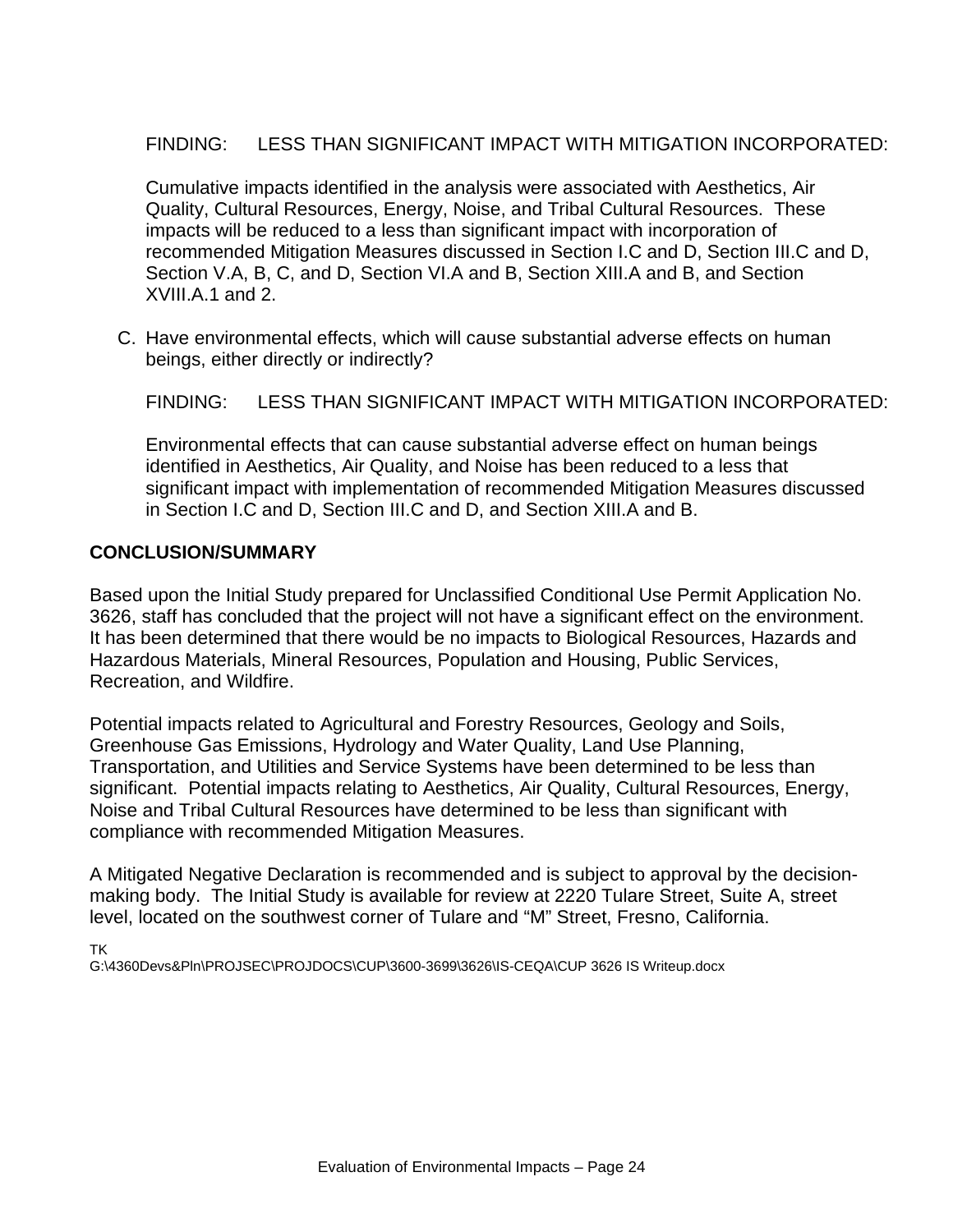FINDING: LESS THAN SIGNIFICANT IMPACT WITH MITIGATION INCORPORATED:

Cumulative impacts identified in the analysis were associated with Aesthetics, Air Quality, Cultural Resources, Energy, Noise, and Tribal Cultural Resources. These impacts will be reduced to a less than significant impact with incorporation of recommended Mitigation Measures discussed in Section I.C and D, Section III.C and D, Section V.A, B, C, and D, Section VI.A and B, Section XIII.A and B, and Section XVIII.A.1 and 2.

C. Have environmental effects, which will cause substantial adverse effects on human beings, either directly or indirectly?

FINDING: LESS THAN SIGNIFICANT IMPACT WITH MITIGATION INCORPORATED:

Environmental effects that can cause substantial adverse effect on human beings identified in Aesthetics, Air Quality, and Noise has been reduced to a less that significant impact with implementation of recommended Mitigation Measures discussed in Section I.C and D, Section III.C and D, and Section XIII.A and B.

**CONCLUSION/SUMMARY**

Based upon the Initial Study prepared for Unclassified Conditional Use Permit Application No. 3626, staff has concluded that the project will not have a significant effect on the environment. It has been determined that there would be no impacts to Biological Resources, Hazards and Hazardous Materials, Mineral Resources, Population and Housing, Public Services, Recreation, and Wildfire.

Potential impacts related to Agricultural and Forestry Resources, Geology and Soils, Greenhouse Gas Emissions, Hydrology and Water Quality, Land Use Planning, Transportation, and Utilities and Service Systems have been determined to be less than significant. Potential impacts relating to Aesthetics, Air Quality, Cultural Resources, Energy, Noise and Tribal Cultural Resources have determined to be less than significant with compliance with recommended Mitigation Measures.

A Mitigated Negative Declaration is recommended and is subject to approval by the decision-making body. The Initial Study is available for review at 2220 Tulare Street, Suite A, street level, located on the southwest corner of Tulare and "M" Street, Fresno, California.

TK
G:\4360Devs&Pln\PROJSEC\PROJDOCS\CUP\3600-3699\3626\IS-CEQA\CUP 3626 IS Writeup.docx